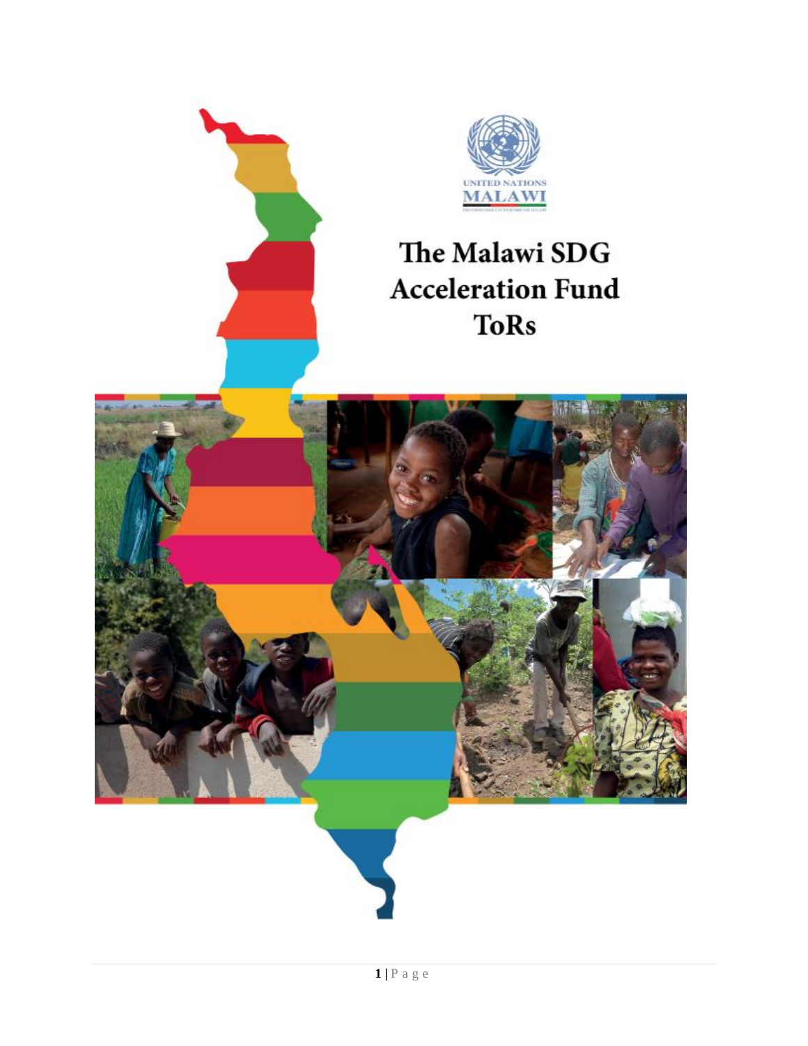UNITED NATIONS
MALAWI

# The Malawi SDG Acceleration Fund ToRs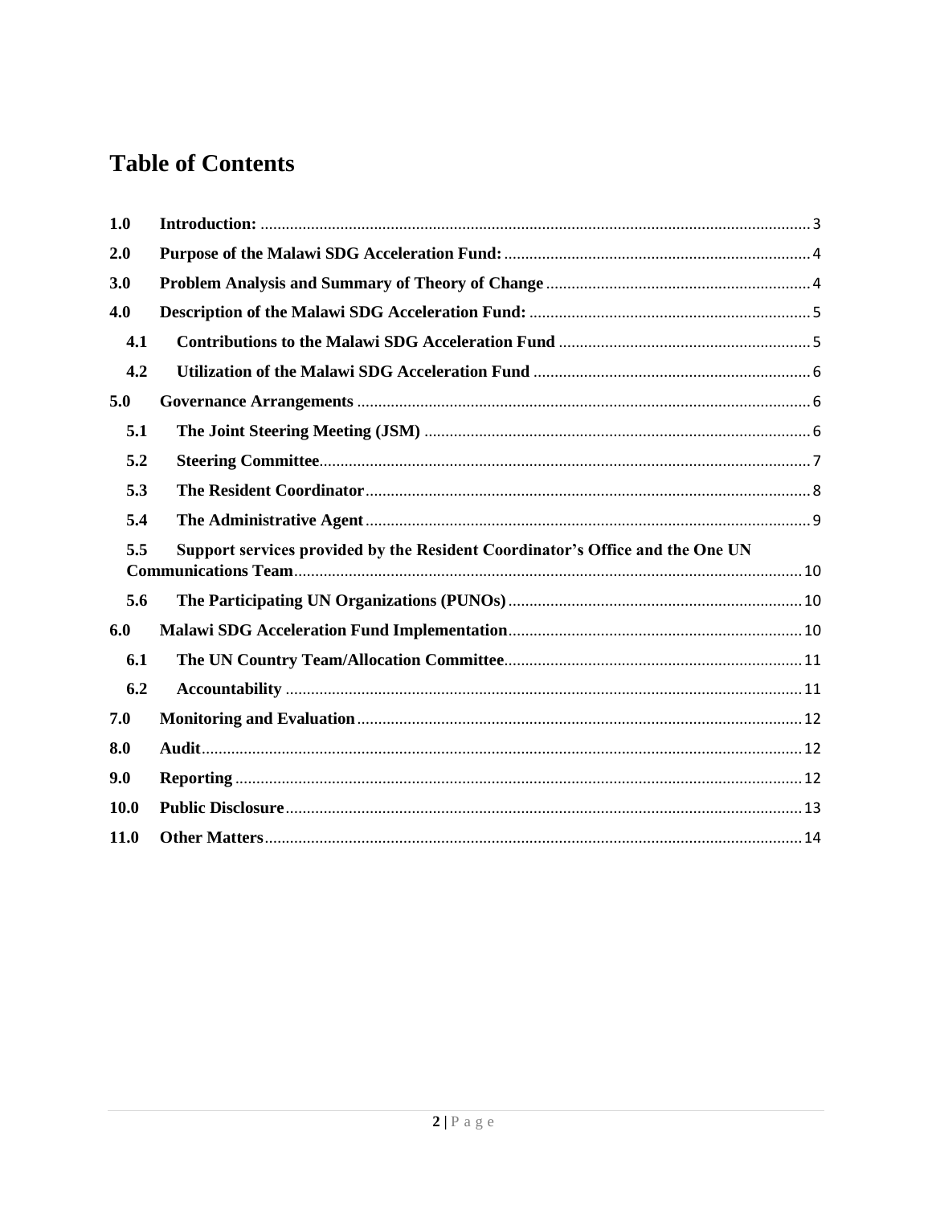# Table of Contents

| | | |
|---|---|---|
| 1.0 | Introduction: | 3 |
| 2.0 | Purpose of the Malawi SDG Acceleration Fund: | 4 |
| 3.0 | Problem Analysis and Summary of Theory of Change | 4 |
| 4.0 | Description of the Malawi SDG Acceleration Fund: | 5 |
| 4.1 | Contributions to the Malawi SDG Acceleration Fund | 5 |
| 4.2 | Utilization of the Malawi SDG Acceleration Fund | 6 |
| 5.0 | Governance Arrangements | 6 |
| 5.1 | The Joint Steering Meeting (JSM) | 6 |
| 5.2 | Steering Committee | 7 |
| 5.3 | The Resident Coordinator | 8 |
| 5.4 | The Administrative Agent | 9 |
| 5.5 | Support services provided by the Resident Coordinator's Office and the One UN Communications Team | 10 |
| 5.6 | The Participating UN Organizations (PUNOs) | 10 |
| 6.0 | Malawi SDG Acceleration Fund Implementation | 10 |
| 6.1 | The UN Country Team/Allocation Committee | 11 |
| 6.2 | Accountability | 11 |
| 7.0 | Monitoring and Evaluation | 12 |
| 8.0 | Audit | 12 |
| 9.0 | Reporting | 12 |
| 10.0 | Public Disclosure | 13 |
| 11.0 | Other Matters | 14 |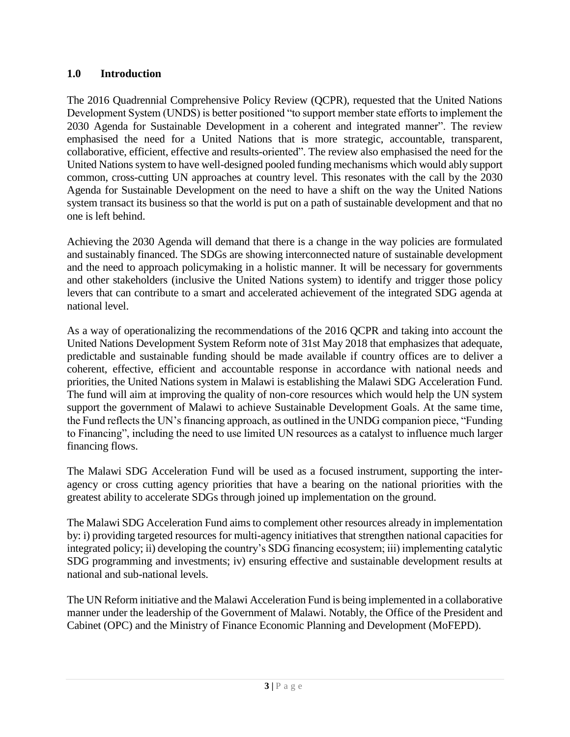## 1.0 Introduction

The 2016 Quadrennial Comprehensive Policy Review (QCPR), requested that the United Nations Development System (UNDS) is better positioned "to support member state efforts to implement the 2030 Agenda for Sustainable Development in a coherent and integrated manner". The review emphasised the need for a United Nations that is more strategic, accountable, transparent, collaborative, efficient, effective and results-oriented". The review also emphasised the need for the United Nations system to have well-designed pooled funding mechanisms which would ably support common, cross-cutting UN approaches at country level. This resonates with the call by the 2030 Agenda for Sustainable Development on the need to have a shift on the way the United Nations system transact its business so that the world is put on a path of sustainable development and that no one is left behind.

Achieving the 2030 Agenda will demand that there is a change in the way policies are formulated and sustainably financed. The SDGs are showing interconnected nature of sustainable development and the need to approach policymaking in a holistic manner. It will be necessary for governments and other stakeholders (inclusive the United Nations system) to identify and trigger those policy levers that can contribute to a smart and accelerated achievement of the integrated SDG agenda at national level.

As a way of operationalizing the recommendations of the 2016 QCPR and taking into account the United Nations Development System Reform note of 31st May 2018 that emphasizes that adequate, predictable and sustainable funding should be made available if country offices are to deliver a coherent, effective, efficient and accountable response in accordance with national needs and priorities, the United Nations system in Malawi is establishing the Malawi SDG Acceleration Fund. The fund will aim at improving the quality of non-core resources which would help the UN system support the government of Malawi to achieve Sustainable Development Goals. At the same time, the Fund reflects the UN's financing approach, as outlined in the UNDG companion piece, "Funding to Financing", including the need to use limited UN resources as a catalyst to influence much larger financing flows.

The Malawi SDG Acceleration Fund will be used as a focused instrument, supporting the inter-agency or cross cutting agency priorities that have a bearing on the national priorities with the greatest ability to accelerate SDGs through joined up implementation on the ground.

The Malawi SDG Acceleration Fund aims to complement other resources already in implementation by: i) providing targeted resources for multi-agency initiatives that strengthen national capacities for integrated policy; ii) developing the country's SDG financing ecosystem; iii) implementing catalytic SDG programming and investments; iv) ensuring effective and sustainable development results at national and sub-national levels.

The UN Reform initiative and the Malawi Acceleration Fund is being implemented in a collaborative manner under the leadership of the Government of Malawi. Notably, the Office of the President and Cabinet (OPC) and the Ministry of Finance Economic Planning and Development (MoFEPD).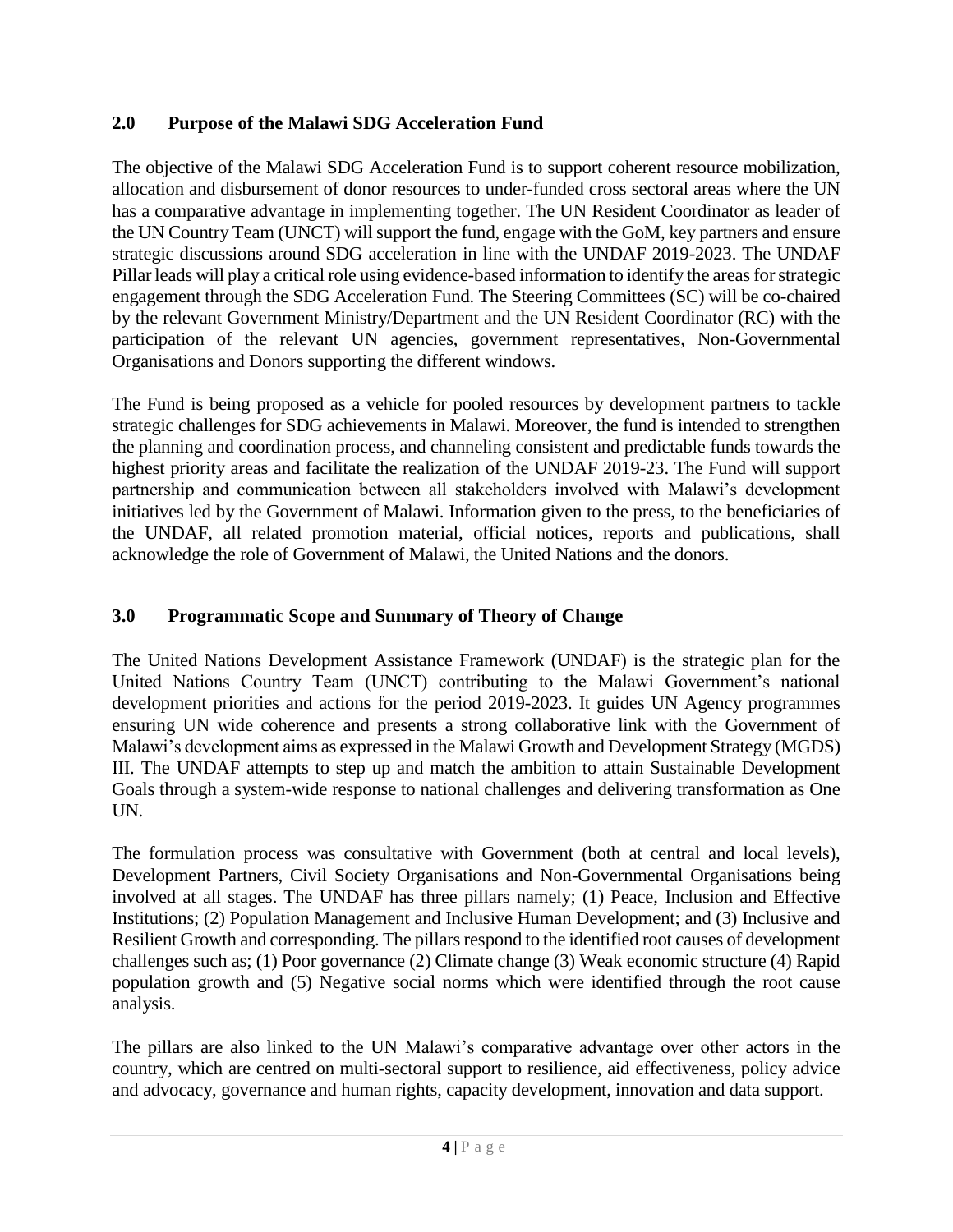## 2.0 Purpose of the Malawi SDG Acceleration Fund

The objective of the Malawi SDG Acceleration Fund is to support coherent resource mobilization, allocation and disbursement of donor resources to under-funded cross sectoral areas where the UN has a comparative advantage in implementing together. The UN Resident Coordinator as leader of the UN Country Team (UNCT) will support the fund, engage with the GoM, key partners and ensure strategic discussions around SDG acceleration in line with the UNDAF 2019-2023. The UNDAF Pillar leads will play a critical role using evidence-based information to identify the areas for strategic engagement through the SDG Acceleration Fund. The Steering Committees (SC) will be co-chaired by the relevant Government Ministry/Department and the UN Resident Coordinator (RC) with the participation of the relevant UN agencies, government representatives, Non-Governmental Organisations and Donors supporting the different windows.

The Fund is being proposed as a vehicle for pooled resources by development partners to tackle strategic challenges for SDG achievements in Malawi. Moreover, the fund is intended to strengthen the planning and coordination process, and channeling consistent and predictable funds towards the highest priority areas and facilitate the realization of the UNDAF 2019-23. The Fund will support partnership and communication between all stakeholders involved with Malawi's development initiatives led by the Government of Malawi. Information given to the press, to the beneficiaries of the UNDAF, all related promotion material, official notices, reports and publications, shall acknowledge the role of Government of Malawi, the United Nations and the donors.

## 3.0 Programmatic Scope and Summary of Theory of Change

The United Nations Development Assistance Framework (UNDAF) is the strategic plan for the United Nations Country Team (UNCT) contributing to the Malawi Government's national development priorities and actions for the period 2019-2023. It guides UN Agency programmes ensuring UN wide coherence and presents a strong collaborative link with the Government of Malawi's development aims as expressed in the Malawi Growth and Development Strategy (MGDS) III. The UNDAF attempts to step up and match the ambition to attain Sustainable Development Goals through a system-wide response to national challenges and delivering transformation as One UN.

The formulation process was consultative with Government (both at central and local levels), Development Partners, Civil Society Organisations and Non-Governmental Organisations being involved at all stages. The UNDAF has three pillars namely; (1) Peace, Inclusion and Effective Institutions; (2) Population Management and Inclusive Human Development; and (3) Inclusive and Resilient Growth and corresponding. The pillars respond to the identified root causes of development challenges such as; (1) Poor governance (2) Climate change (3) Weak economic structure (4) Rapid population growth and (5) Negative social norms which were identified through the root cause analysis.

The pillars are also linked to the UN Malawi's comparative advantage over other actors in the country, which are centred on multi-sectoral support to resilience, aid effectiveness, policy advice and advocacy, governance and human rights, capacity development, innovation and data support.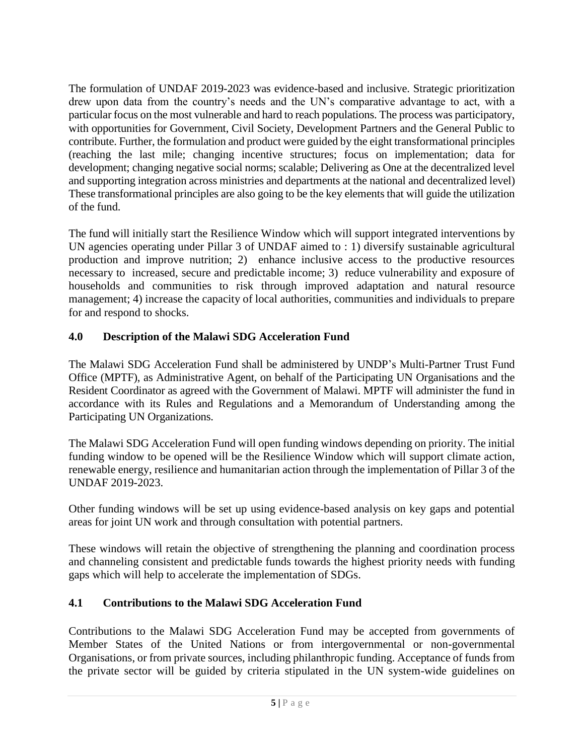The formulation of UNDAF 2019-2023 was evidence-based and inclusive. Strategic prioritization drew upon data from the country's needs and the UN's comparative advantage to act, with a particular focus on the most vulnerable and hard to reach populations. The process was participatory, with opportunities for Government, Civil Society, Development Partners and the General Public to contribute. Further, the formulation and product were guided by the eight transformational principles (reaching the last mile; changing incentive structures; focus on implementation; data for development; changing negative social norms; scalable; Delivering as One at the decentralized level and supporting integration across ministries and departments at the national and decentralized level) These transformational principles are also going to be the key elements that will guide the utilization of the fund.

The fund will initially start the Resilience Window which will support integrated interventions by UN agencies operating under Pillar 3 of UNDAF aimed to : 1) diversify sustainable agricultural production and improve nutrition; 2) enhance inclusive access to the productive resources necessary to increased, secure and predictable income; 3) reduce vulnerability and exposure of households and communities to risk through improved adaptation and natural resource management; 4) increase the capacity of local authorities, communities and individuals to prepare for and respond to shocks.

## 4.0 Description of the Malawi SDG Acceleration Fund

The Malawi SDG Acceleration Fund shall be administered by UNDP's Multi-Partner Trust Fund Office (MPTF), as Administrative Agent, on behalf of the Participating UN Organisations and the Resident Coordinator as agreed with the Government of Malawi. MPTF will administer the fund in accordance with its Rules and Regulations and a Memorandum of Understanding among the Participating UN Organizations.

The Malawi SDG Acceleration Fund will open funding windows depending on priority. The initial funding window to be opened will be the Resilience Window which will support climate action, renewable energy, resilience and humanitarian action through the implementation of Pillar 3 of the UNDAF 2019-2023.

Other funding windows will be set up using evidence-based analysis on key gaps and potential areas for joint UN work and through consultation with potential partners.

These windows will retain the objective of strengthening the planning and coordination process and channeling consistent and predictable funds towards the highest priority needs with funding gaps which will help to accelerate the implementation of SDGs.

## 4.1 Contributions to the Malawi SDG Acceleration Fund

Contributions to the Malawi SDG Acceleration Fund may be accepted from governments of Member States of the United Nations or from intergovernmental or non-governmental Organisations, or from private sources, including philanthropic funding. Acceptance of funds from the private sector will be guided by criteria stipulated in the UN system-wide guidelines on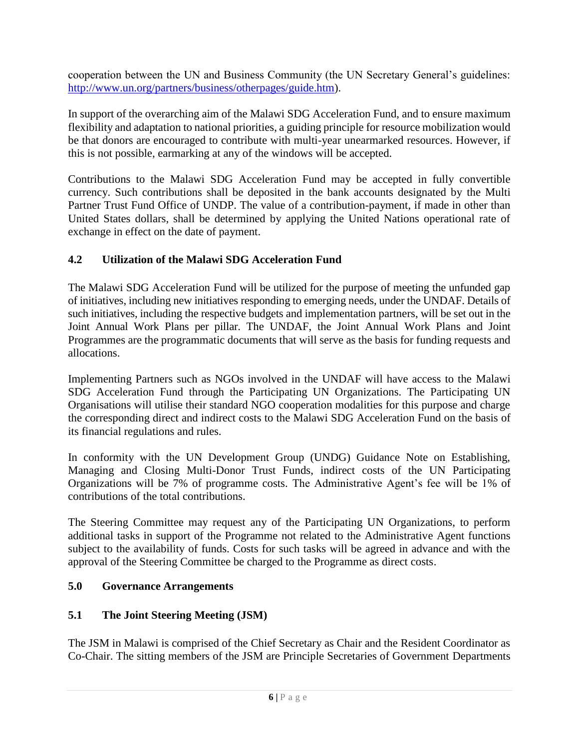cooperation between the UN and Business Community (the UN Secretary General's guidelines: [http://www.un.org/partners/business/otherpages/guide.htm](http://www.un.org/partners/business/otherpages/guide.htm)).

In support of the overarching aim of the Malawi SDG Acceleration Fund, and to ensure maximum flexibility and adaptation to national priorities, a guiding principle for resource mobilization would be that donors are encouraged to contribute with multi-year unearmarked resources. However, if this is not possible, earmarking at any of the windows will be accepted.

Contributions to the Malawi SDG Acceleration Fund may be accepted in fully convertible currency. Such contributions shall be deposited in the bank accounts designated by the Multi Partner Trust Fund Office of UNDP. The value of a contribution-payment, if made in other than United States dollars, shall be determined by applying the United Nations operational rate of exchange in effect on the date of payment.

### 4.2 Utilization of the Malawi SDG Acceleration Fund

The Malawi SDG Acceleration Fund will be utilized for the purpose of meeting the unfunded gap of initiatives, including new initiatives responding to emerging needs, under the UNDAF. Details of such initiatives, including the respective budgets and implementation partners, will be set out in the Joint Annual Work Plans per pillar. The UNDAF, the Joint Annual Work Plans and Joint Programmes are the programmatic documents that will serve as the basis for funding requests and allocations.

Implementing Partners such as NGOs involved in the UNDAF will have access to the Malawi SDG Acceleration Fund through the Participating UN Organizations. The Participating UN Organisations will utilise their standard NGO cooperation modalities for this purpose and charge the corresponding direct and indirect costs to the Malawi SDG Acceleration Fund on the basis of its financial regulations and rules.

In conformity with the UN Development Group (UNDG) Guidance Note on Establishing, Managing and Closing Multi-Donor Trust Funds, indirect costs of the UN Participating Organizations will be 7% of programme costs. The Administrative Agent's fee will be 1% of contributions of the total contributions.

The Steering Committee may request any of the Participating UN Organizations, to perform additional tasks in support of the Programme not related to the Administrative Agent functions subject to the availability of funds. Costs for such tasks will be agreed in advance and with the approval of the Steering Committee be charged to the Programme as direct costs.

## 5.0 Governance Arrangements

### 5.1 The Joint Steering Meeting (JSM)

The JSM in Malawi is comprised of the Chief Secretary as Chair and the Resident Coordinator as Co-Chair. The sitting members of the JSM are Principle Secretaries of Government Departments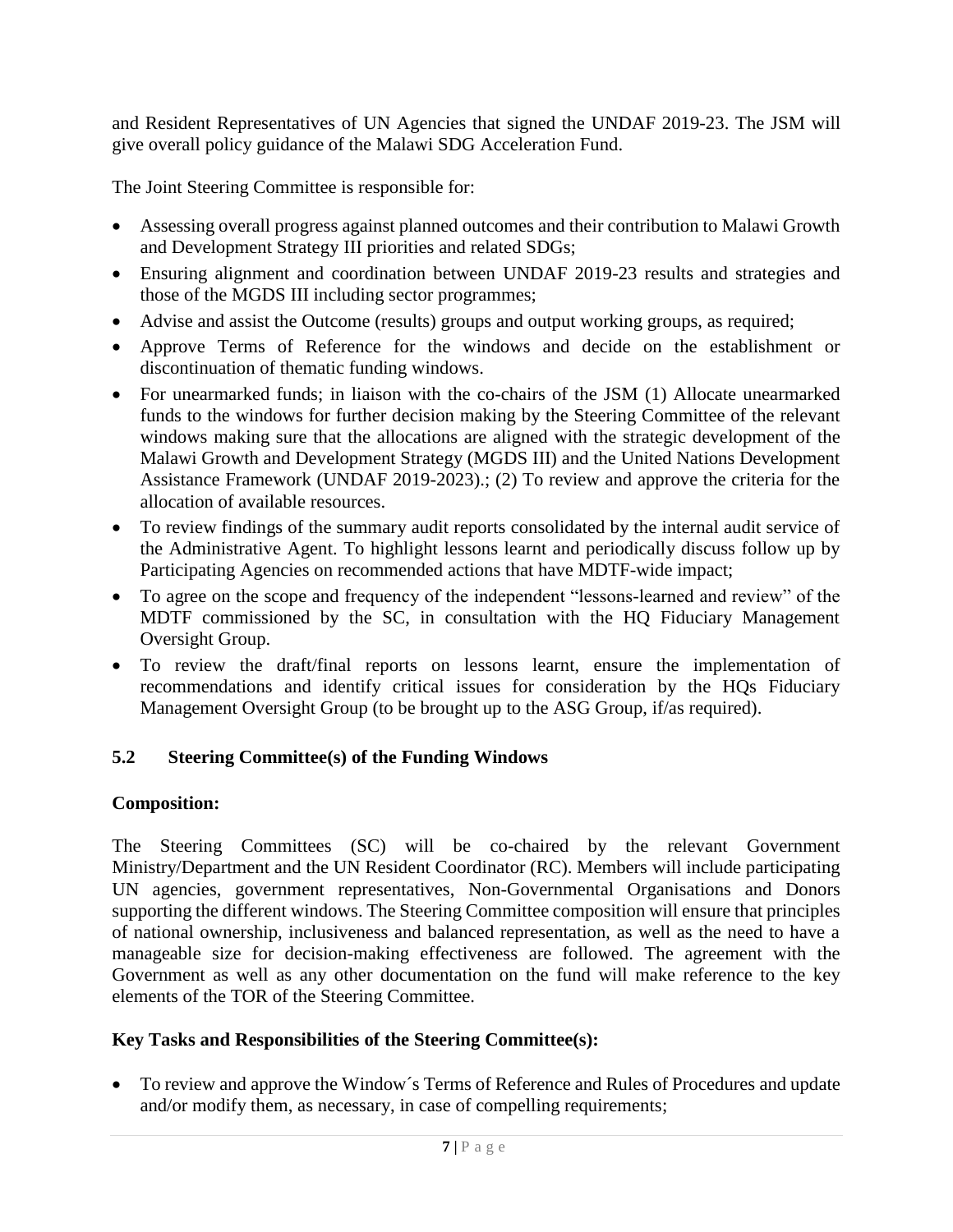and Resident Representatives of UN Agencies that signed the UNDAF 2019-23. The JSM will give overall policy guidance of the Malawi SDG Acceleration Fund.

The Joint Steering Committee is responsible for:

- Assessing overall progress against planned outcomes and their contribution to Malawi Growth and Development Strategy III priorities and related SDGs;
- Ensuring alignment and coordination between UNDAF 2019-23 results and strategies and those of the MGDS III including sector programmes;
- Advise and assist the Outcome (results) groups and output working groups, as required;
- Approve Terms of Reference for the windows and decide on the establishment or discontinuation of thematic funding windows.
- For unearmarked funds; in liaison with the co-chairs of the JSM (1) Allocate unearmarked funds to the windows for further decision making by the Steering Committee of the relevant windows making sure that the allocations are aligned with the strategic development of the Malawi Growth and Development Strategy (MGDS III) and the United Nations Development Assistance Framework (UNDAF 2019-2023).; (2) To review and approve the criteria for the allocation of available resources.
- To review findings of the summary audit reports consolidated by the internal audit service of the Administrative Agent. To highlight lessons learnt and periodically discuss follow up by Participating Agencies on recommended actions that have MDTF-wide impact;
- To agree on the scope and frequency of the independent "lessons-learned and review" of the MDTF commissioned by the SC, in consultation with the HQ Fiduciary Management Oversight Group.
- To review the draft/final reports on lessons learnt, ensure the implementation of recommendations and identify critical issues for consideration by the HQs Fiduciary Management Oversight Group (to be brought up to the ASG Group, if/as required).

### 5.2 Steering Committee(s) of the Funding Windows

**Composition:**

The Steering Committees (SC) will be co-chaired by the relevant Government Ministry/Department and the UN Resident Coordinator (RC). Members will include participating UN agencies, government representatives, Non-Governmental Organisations and Donors supporting the different windows. The Steering Committee composition will ensure that principles of national ownership, inclusiveness and balanced representation, as well as the need to have a manageable size for decision-making effectiveness are followed. The agreement with the Government as well as any other documentation on the fund will make reference to the key elements of the TOR of the Steering Committee.

**Key Tasks and Responsibilities of the Steering Committee(s):**

- To review and approve the Window´s Terms of Reference and Rules of Procedures and update and/or modify them, as necessary, in case of compelling requirements;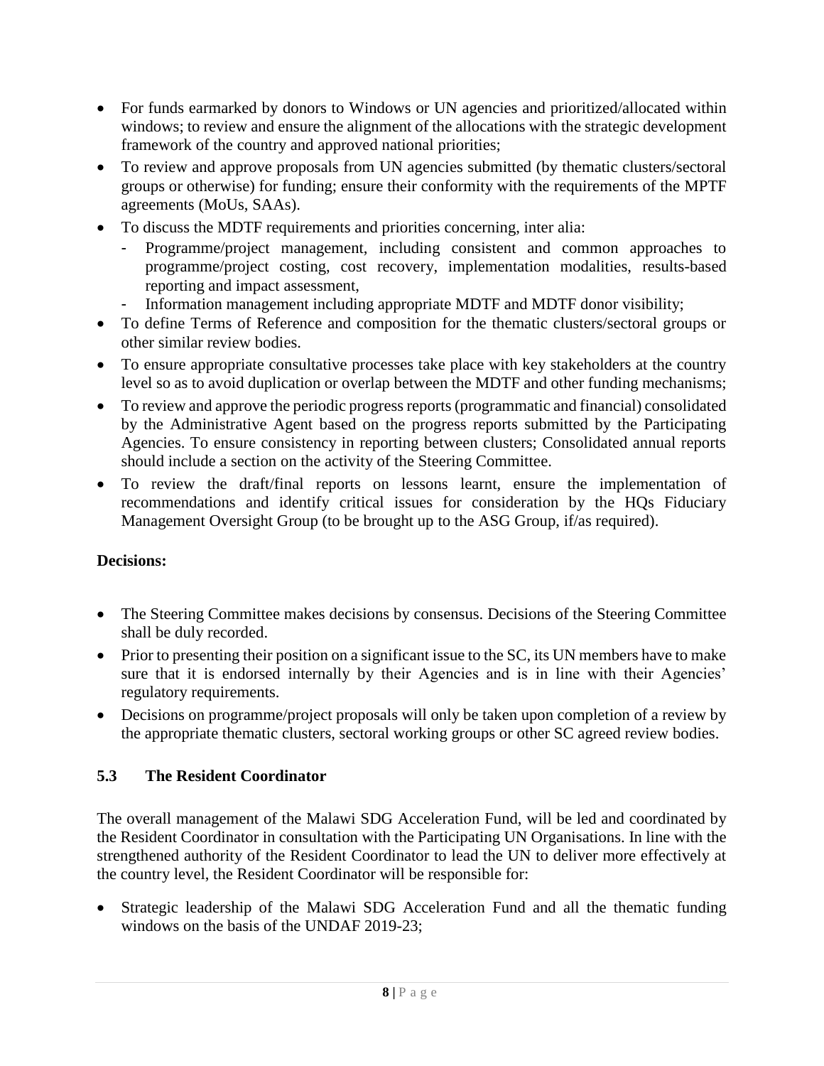- For funds earmarked by donors to Windows or UN agencies and prioritized/allocated within windows; to review and ensure the alignment of the allocations with the strategic development framework of the country and approved national priorities;
- To review and approve proposals from UN agencies submitted (by thematic clusters/sectoral groups or otherwise) for funding; ensure their conformity with the requirements of the MPTF agreements (MoUs, SAAs).
- To discuss the MDTF requirements and priorities concerning, inter alia:
  - Programme/project management, including consistent and common approaches to programme/project costing, cost recovery, implementation modalities, results-based reporting and impact assessment,
  - Information management including appropriate MDTF and MDTF donor visibility;
- To define Terms of Reference and composition for the thematic clusters/sectoral groups or other similar review bodies.
- To ensure appropriate consultative processes take place with key stakeholders at the country level so as to avoid duplication or overlap between the MDTF and other funding mechanisms;
- To review and approve the periodic progress reports (programmatic and financial) consolidated by the Administrative Agent based on the progress reports submitted by the Participating Agencies. To ensure consistency in reporting between clusters; Consolidated annual reports should include a section on the activity of the Steering Committee.
- To review the draft/final reports on lessons learnt, ensure the implementation of recommendations and identify critical issues for consideration by the HQs Fiduciary Management Oversight Group (to be brought up to the ASG Group, if/as required).

**Decisions:**

- The Steering Committee makes decisions by consensus. Decisions of the Steering Committee shall be duly recorded.
- Prior to presenting their position on a significant issue to the SC, its UN members have to make sure that it is endorsed internally by their Agencies and is in line with their Agencies' regulatory requirements.
- Decisions on programme/project proposals will only be taken upon completion of a review by the appropriate thematic clusters, sectoral working groups or other SC agreed review bodies.

### 5.3 The Resident Coordinator

The overall management of the Malawi SDG Acceleration Fund, will be led and coordinated by the Resident Coordinator in consultation with the Participating UN Organisations. In line with the strengthened authority of the Resident Coordinator to lead the UN to deliver more effectively at the country level, the Resident Coordinator will be responsible for:

- Strategic leadership of the Malawi SDG Acceleration Fund and all the thematic funding windows on the basis of the UNDAF 2019-23;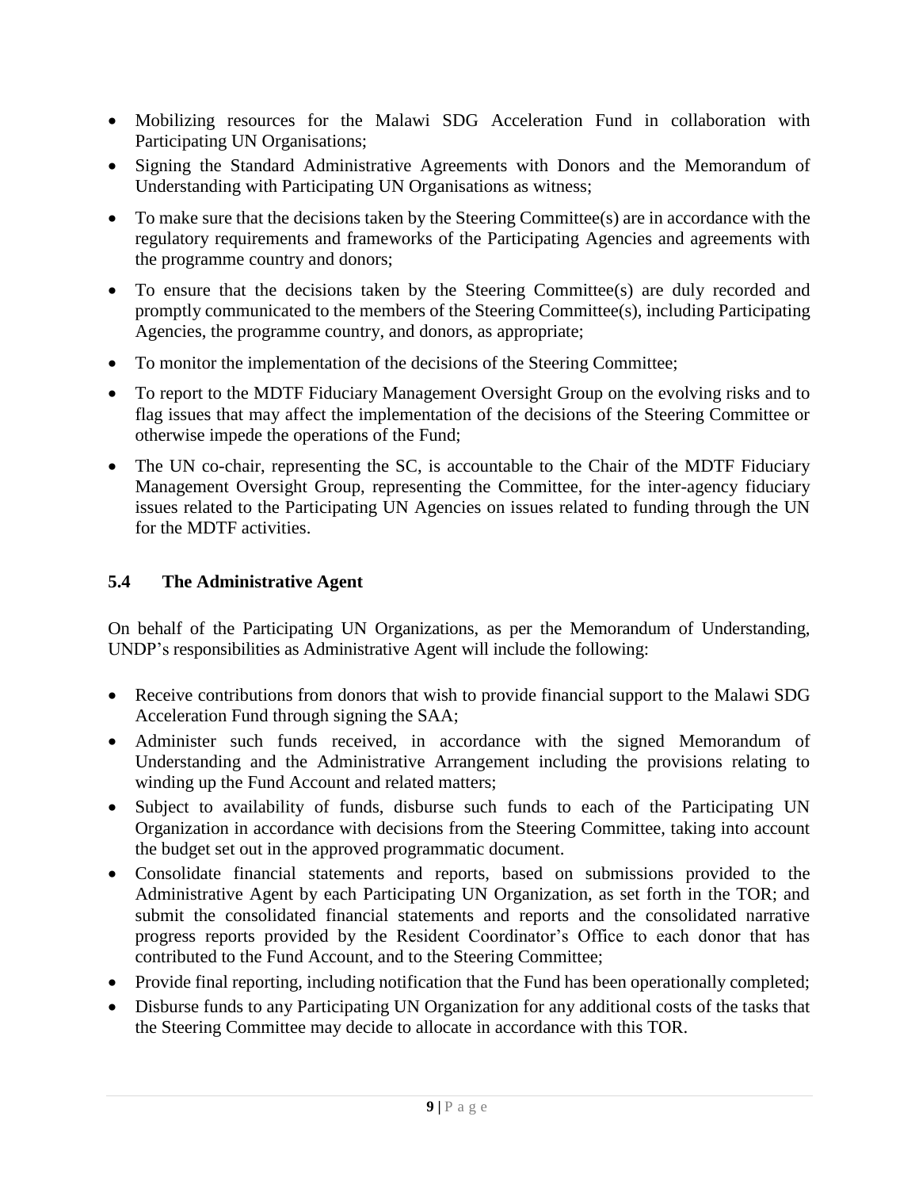- Mobilizing resources for the Malawi SDG Acceleration Fund in collaboration with Participating UN Organisations;
- Signing the Standard Administrative Agreements with Donors and the Memorandum of Understanding with Participating UN Organisations as witness;
- To make sure that the decisions taken by the Steering Committee(s) are in accordance with the regulatory requirements and frameworks of the Participating Agencies and agreements with the programme country and donors;
- To ensure that the decisions taken by the Steering Committee(s) are duly recorded and promptly communicated to the members of the Steering Committee(s), including Participating Agencies, the programme country, and donors, as appropriate;
- To monitor the implementation of the decisions of the Steering Committee;
- To report to the MDTF Fiduciary Management Oversight Group on the evolving risks and to flag issues that may affect the implementation of the decisions of the Steering Committee or otherwise impede the operations of the Fund;
- The UN co-chair, representing the SC, is accountable to the Chair of the MDTF Fiduciary Management Oversight Group, representing the Committee, for the inter-agency fiduciary issues related to the Participating UN Agencies on issues related to funding through the UN for the MDTF activities.

### 5.4 The Administrative Agent

On behalf of the Participating UN Organizations, as per the Memorandum of Understanding, UNDP's responsibilities as Administrative Agent will include the following:

- Receive contributions from donors that wish to provide financial support to the Malawi SDG Acceleration Fund through signing the SAA;
- Administer such funds received, in accordance with the signed Memorandum of Understanding and the Administrative Arrangement including the provisions relating to winding up the Fund Account and related matters;
- Subject to availability of funds, disburse such funds to each of the Participating UN Organization in accordance with decisions from the Steering Committee, taking into account the budget set out in the approved programmatic document.
- Consolidate financial statements and reports, based on submissions provided to the Administrative Agent by each Participating UN Organization, as set forth in the TOR; and submit the consolidated financial statements and reports and the consolidated narrative progress reports provided by the Resident Coordinator's Office to each donor that has contributed to the Fund Account, and to the Steering Committee;
- Provide final reporting, including notification that the Fund has been operationally completed;
- Disburse funds to any Participating UN Organization for any additional costs of the tasks that the Steering Committee may decide to allocate in accordance with this TOR.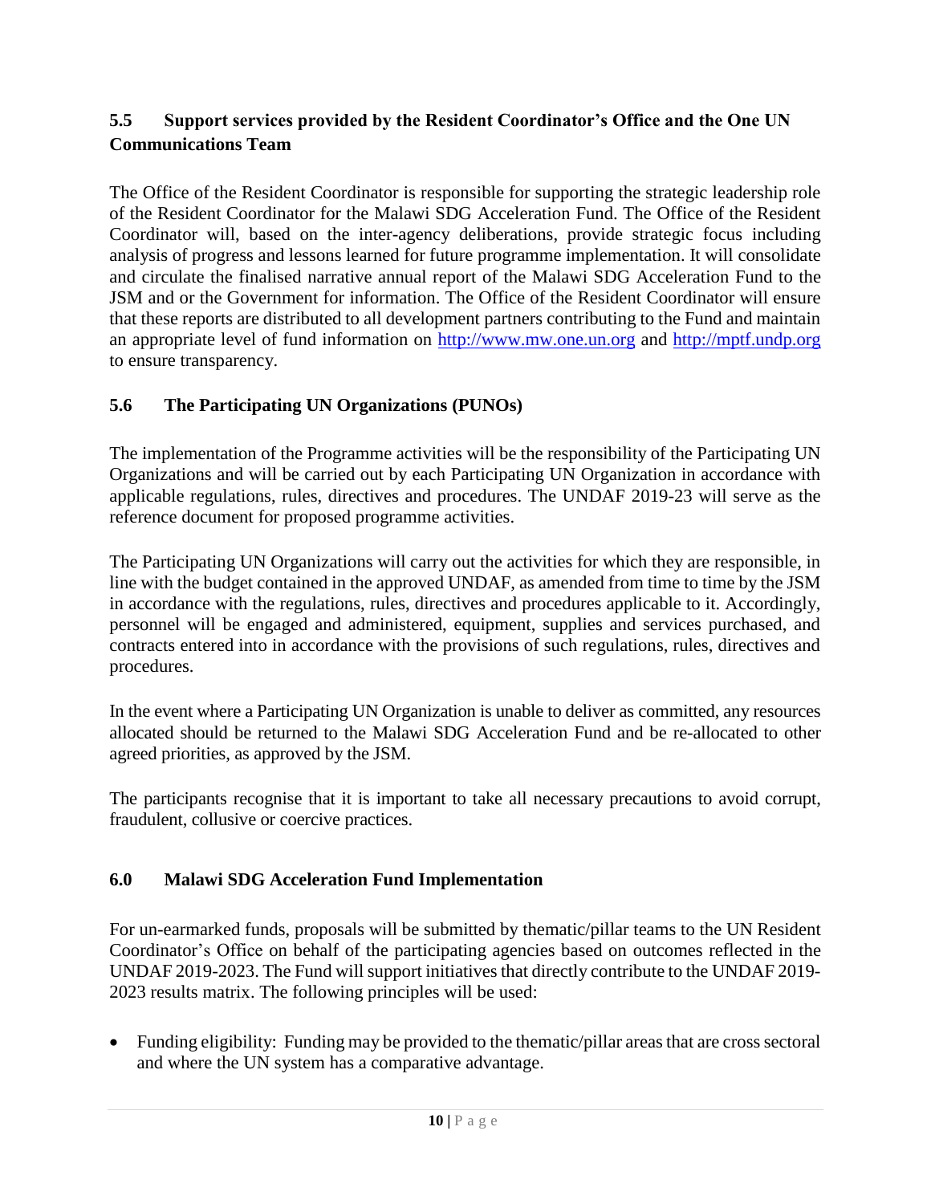## 5.5 Support services provided by the Resident Coordinator's Office and the One UN Communications Team

The Office of the Resident Coordinator is responsible for supporting the strategic leadership role of the Resident Coordinator for the Malawi SDG Acceleration Fund. The Office of the Resident Coordinator will, based on the inter-agency deliberations, provide strategic focus including analysis of progress and lessons learned for future programme implementation. It will consolidate and circulate the finalised narrative annual report of the Malawi SDG Acceleration Fund to the JSM and or the Government for information. The Office of the Resident Coordinator will ensure that these reports are distributed to all development partners contributing to the Fund and maintain an appropriate level of fund information on http://www.mw.one.un.org and http://mptf.undp.org to ensure transparency.

## 5.6 The Participating UN Organizations (PUNOs)

The implementation of the Programme activities will be the responsibility of the Participating UN Organizations and will be carried out by each Participating UN Organization in accordance with applicable regulations, rules, directives and procedures. The UNDAF 2019-23 will serve as the reference document for proposed programme activities.

The Participating UN Organizations will carry out the activities for which they are responsible, in line with the budget contained in the approved UNDAF, as amended from time to time by the JSM in accordance with the regulations, rules, directives and procedures applicable to it. Accordingly, personnel will be engaged and administered, equipment, supplies and services purchased, and contracts entered into in accordance with the provisions of such regulations, rules, directives and procedures.

In the event where a Participating UN Organization is unable to deliver as committed, any resources allocated should be returned to the Malawi SDG Acceleration Fund and be re-allocated to other agreed priorities, as approved by the JSM.

The participants recognise that it is important to take all necessary precautions to avoid corrupt, fraudulent, collusive or coercive practices.

## 6.0 Malawi SDG Acceleration Fund Implementation

For un-earmarked funds, proposals will be submitted by thematic/pillar teams to the UN Resident Coordinator's Office on behalf of the participating agencies based on outcomes reflected in the UNDAF 2019-2023. The Fund will support initiatives that directly contribute to the UNDAF 2019-2023 results matrix. The following principles will be used:

- Funding eligibility: Funding may be provided to the thematic/pillar areas that are cross sectoral and where the UN system has a comparative advantage.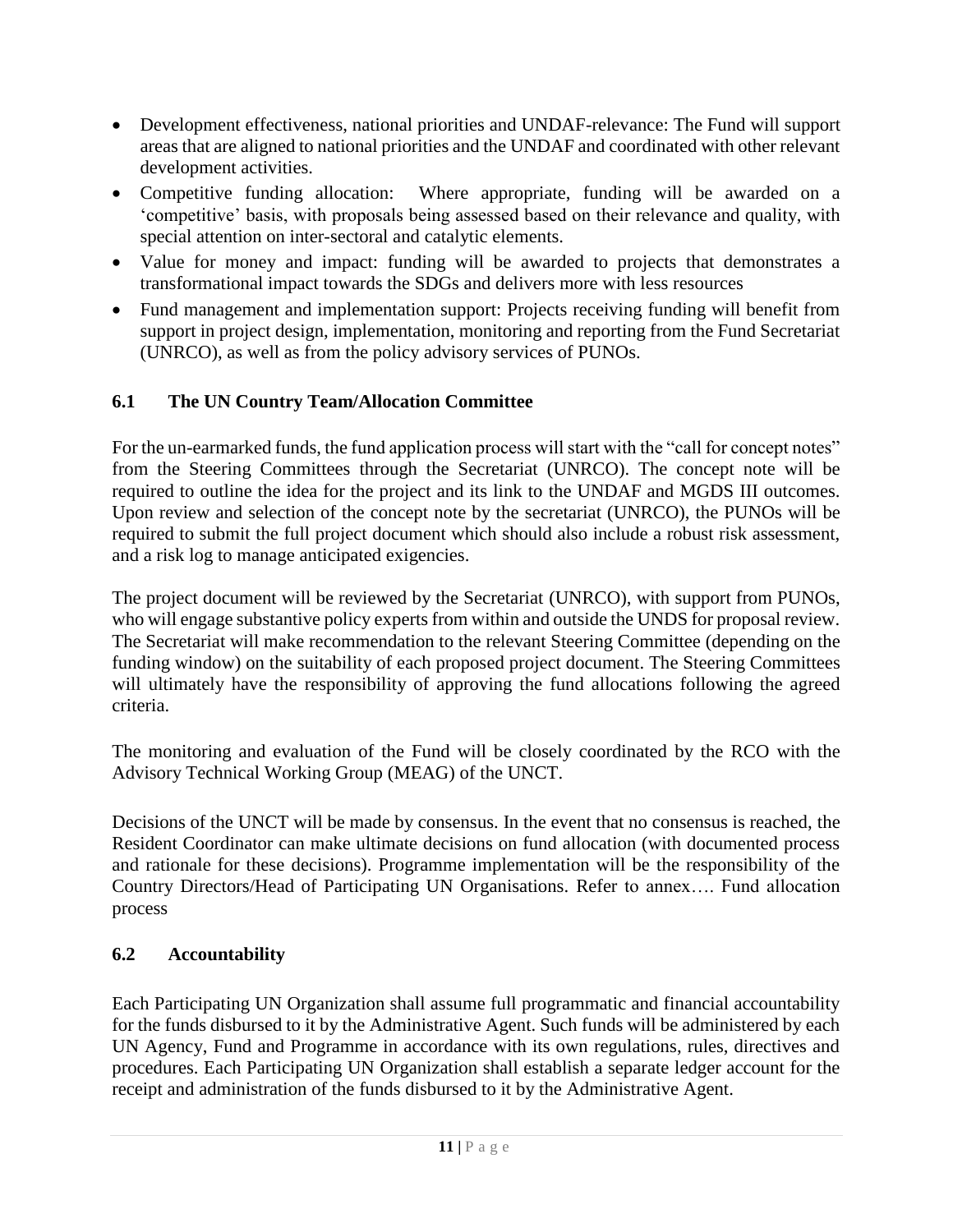- Development effectiveness, national priorities and UNDAF-relevance: The Fund will support areas that are aligned to national priorities and the UNDAF and coordinated with other relevant development activities.
- Competitive funding allocation: Where appropriate, funding will be awarded on a 'competitive' basis, with proposals being assessed based on their relevance and quality, with special attention on inter-sectoral and catalytic elements.
- Value for money and impact: funding will be awarded to projects that demonstrates a transformational impact towards the SDGs and delivers more with less resources
- Fund management and implementation support: Projects receiving funding will benefit from support in project design, implementation, monitoring and reporting from the Fund Secretariat (UNRCO), as well as from the policy advisory services of PUNOs.

## 6.1 The UN Country Team/Allocation Committee

For the un-earmarked funds, the fund application process will start with the "call for concept notes" from the Steering Committees through the Secretariat (UNRCO). The concept note will be required to outline the idea for the project and its link to the UNDAF and MGDS III outcomes. Upon review and selection of the concept note by the secretariat (UNRCO), the PUNOs will be required to submit the full project document which should also include a robust risk assessment, and a risk log to manage anticipated exigencies.

The project document will be reviewed by the Secretariat (UNRCO), with support from PUNOs, who will engage substantive policy experts from within and outside the UNDS for proposal review. The Secretariat will make recommendation to the relevant Steering Committee (depending on the funding window) on the suitability of each proposed project document. The Steering Committees will ultimately have the responsibility of approving the fund allocations following the agreed criteria.

The monitoring and evaluation of the Fund will be closely coordinated by the RCO with the Advisory Technical Working Group (MEAG) of the UNCT.

Decisions of the UNCT will be made by consensus. In the event that no consensus is reached, the Resident Coordinator can make ultimate decisions on fund allocation (with documented process and rationale for these decisions). Programme implementation will be the responsibility of the Country Directors/Head of Participating UN Organisations. Refer to annex…. Fund allocation process

## 6.2 Accountability

Each Participating UN Organization shall assume full programmatic and financial accountability for the funds disbursed to it by the Administrative Agent. Such funds will be administered by each UN Agency, Fund and Programme in accordance with its own regulations, rules, directives and procedures. Each Participating UN Organization shall establish a separate ledger account for the receipt and administration of the funds disbursed to it by the Administrative Agent.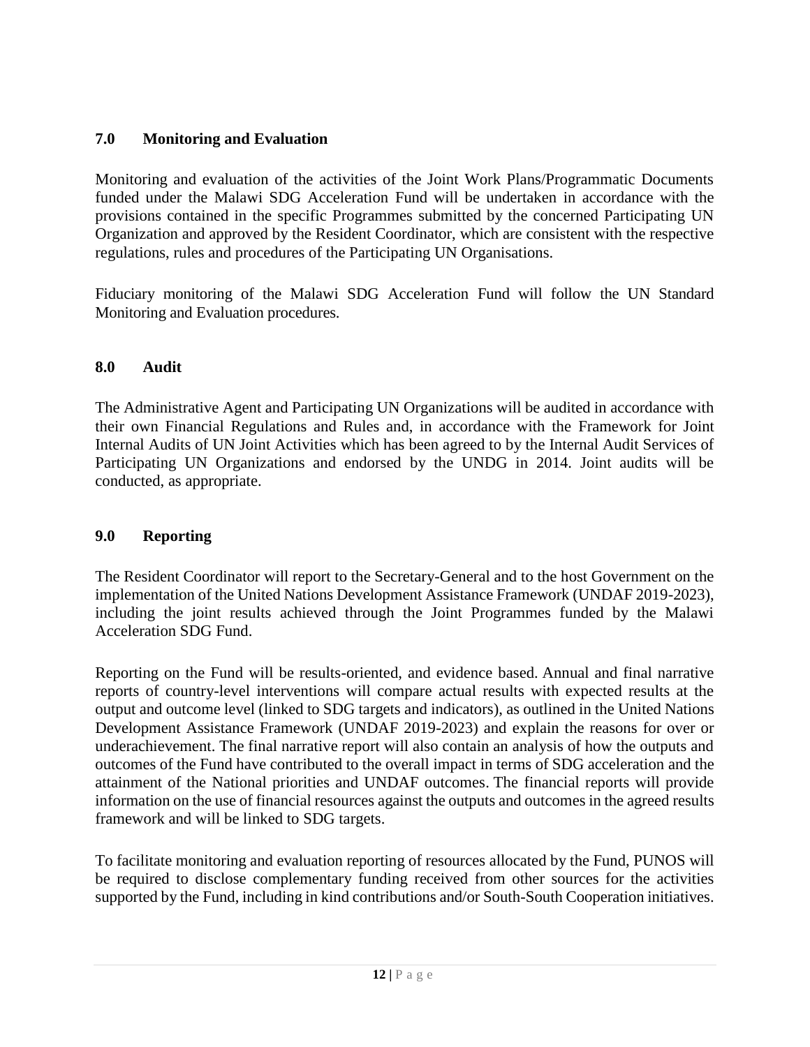## 7.0 Monitoring and Evaluation

Monitoring and evaluation of the activities of the Joint Work Plans/Programmatic Documents funded under the Malawi SDG Acceleration Fund will be undertaken in accordance with the provisions contained in the specific Programmes submitted by the concerned Participating UN Organization and approved by the Resident Coordinator, which are consistent with the respective regulations, rules and procedures of the Participating UN Organisations.

Fiduciary monitoring of the Malawi SDG Acceleration Fund will follow the UN Standard Monitoring and Evaluation procedures.

## 8.0 Audit

The Administrative Agent and Participating UN Organizations will be audited in accordance with their own Financial Regulations and Rules and, in accordance with the Framework for Joint Internal Audits of UN Joint Activities which has been agreed to by the Internal Audit Services of Participating UN Organizations and endorsed by the UNDG in 2014. Joint audits will be conducted, as appropriate.

## 9.0 Reporting

The Resident Coordinator will report to the Secretary-General and to the host Government on the implementation of the United Nations Development Assistance Framework (UNDAF 2019-2023), including the joint results achieved through the Joint Programmes funded by the Malawi Acceleration SDG Fund.

Reporting on the Fund will be results-oriented, and evidence based. Annual and final narrative reports of country-level interventions will compare actual results with expected results at the output and outcome level (linked to SDG targets and indicators), as outlined in the United Nations Development Assistance Framework (UNDAF 2019-2023) and explain the reasons for over or underachievement. The final narrative report will also contain an analysis of how the outputs and outcomes of the Fund have contributed to the overall impact in terms of SDG acceleration and the attainment of the National priorities and UNDAF outcomes. The financial reports will provide information on the use of financial resources against the outputs and outcomes in the agreed results framework and will be linked to SDG targets.

To facilitate monitoring and evaluation reporting of resources allocated by the Fund, PUNOS will be required to disclose complementary funding received from other sources for the activities supported by the Fund, including in kind contributions and/or South-South Cooperation initiatives.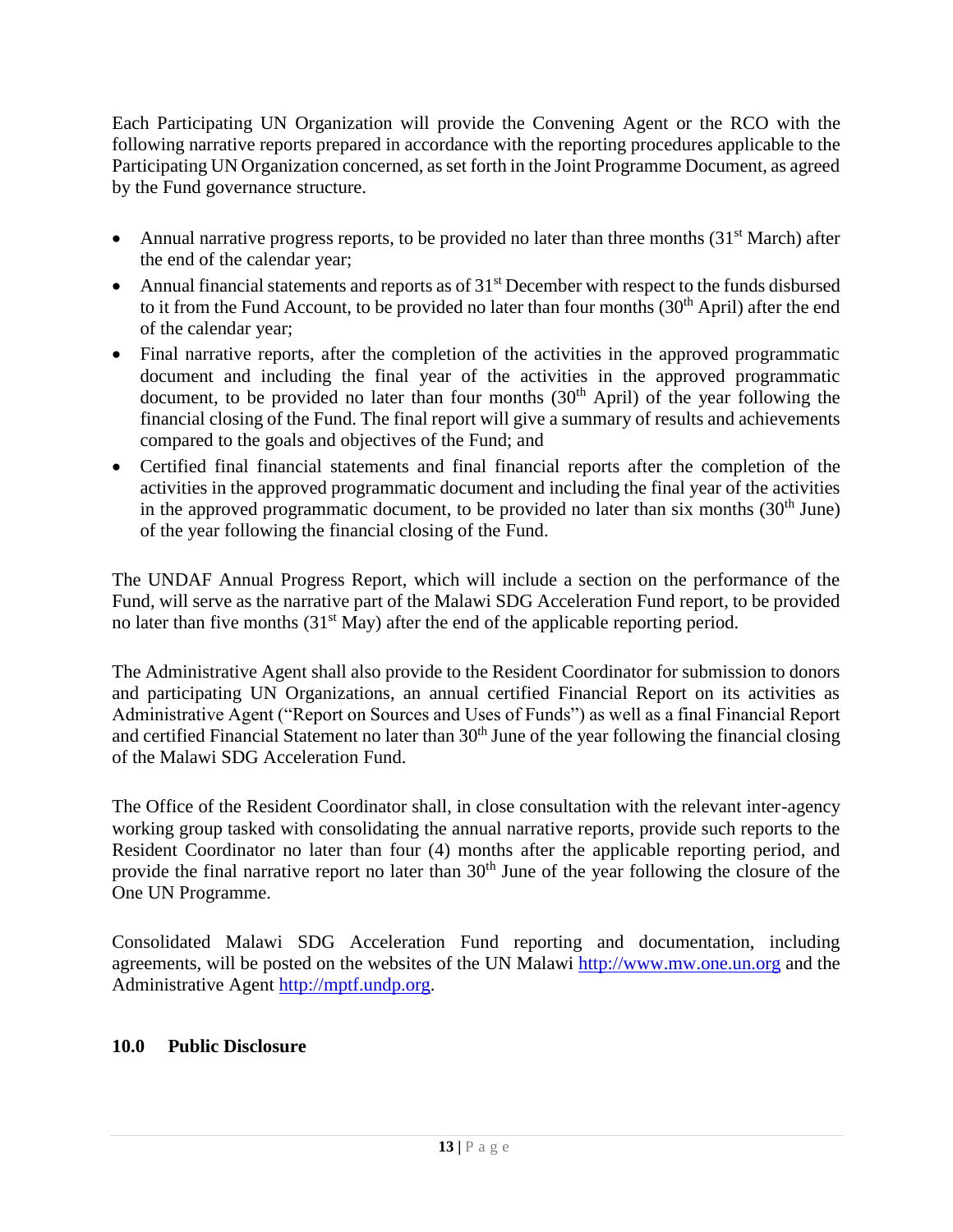Each Participating UN Organization will provide the Convening Agent or the RCO with the following narrative reports prepared in accordance with the reporting procedures applicable to the Participating UN Organization concerned, as set forth in the Joint Programme Document, as agreed by the Fund governance structure.

- Annual narrative progress reports, to be provided no later than three months (31st March) after the end of the calendar year;
- Annual financial statements and reports as of 31st December with respect to the funds disbursed to it from the Fund Account, to be provided no later than four months (30th April) after the end of the calendar year;
- Final narrative reports, after the completion of the activities in the approved programmatic document and including the final year of the activities in the approved programmatic document, to be provided no later than four months (30th April) of the year following the financial closing of the Fund. The final report will give a summary of results and achievements compared to the goals and objectives of the Fund; and
- Certified final financial statements and final financial reports after the completion of the activities in the approved programmatic document and including the final year of the activities in the approved programmatic document, to be provided no later than six months (30th June) of the year following the financial closing of the Fund.

The UNDAF Annual Progress Report, which will include a section on the performance of the Fund, will serve as the narrative part of the Malawi SDG Acceleration Fund report, to be provided no later than five months (31st May) after the end of the applicable reporting period.

The Administrative Agent shall also provide to the Resident Coordinator for submission to donors and participating UN Organizations, an annual certified Financial Report on its activities as Administrative Agent ("Report on Sources and Uses of Funds") as well as a final Financial Report and certified Financial Statement no later than 30th June of the year following the financial closing of the Malawi SDG Acceleration Fund.

The Office of the Resident Coordinator shall, in close consultation with the relevant inter-agency working group tasked with consolidating the annual narrative reports, provide such reports to the Resident Coordinator no later than four (4) months after the applicable reporting period, and provide the final narrative report no later than 30th June of the year following the closure of the One UN Programme.

Consolidated Malawi SDG Acceleration Fund reporting and documentation, including agreements, will be posted on the websites of the UN Malawi http://www.mw.one.un.org and the Administrative Agent http://mptf.undp.org.

## 10.0 Public Disclosure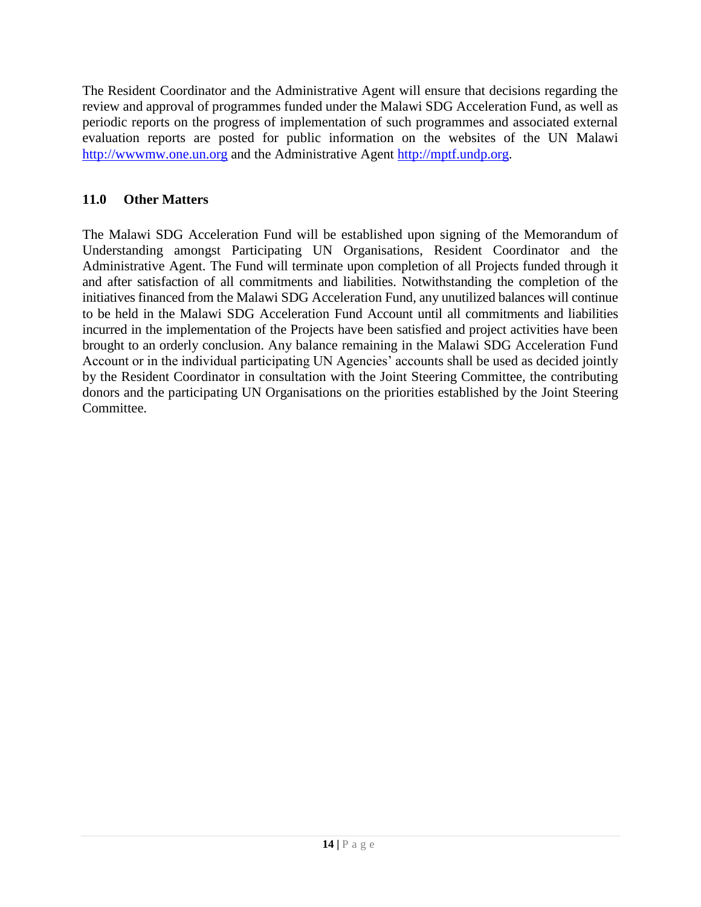The Resident Coordinator and the Administrative Agent will ensure that decisions regarding the review and approval of programmes funded under the Malawi SDG Acceleration Fund, as well as periodic reports on the progress of implementation of such programmes and associated external evaluation reports are posted for public information on the websites of the UN Malawi [http://wwwmw.one.un.org](http://wwwmw.one.un.org) and the Administrative Agent [http://mptf.undp.org](http://mptf.undp.org).

## 11.0 Other Matters

The Malawi SDG Acceleration Fund will be established upon signing of the Memorandum of Understanding amongst Participating UN Organisations, Resident Coordinator and the Administrative Agent. The Fund will terminate upon completion of all Projects funded through it and after satisfaction of all commitments and liabilities. Notwithstanding the completion of the initiatives financed from the Malawi SDG Acceleration Fund, any unutilized balances will continue to be held in the Malawi SDG Acceleration Fund Account until all commitments and liabilities incurred in the implementation of the Projects have been satisfied and project activities have been brought to an orderly conclusion. Any balance remaining in the Malawi SDG Acceleration Fund Account or in the individual participating UN Agencies' accounts shall be used as decided jointly by the Resident Coordinator in consultation with the Joint Steering Committee, the contributing donors and the participating UN Organisations on the priorities established by the Joint Steering Committee.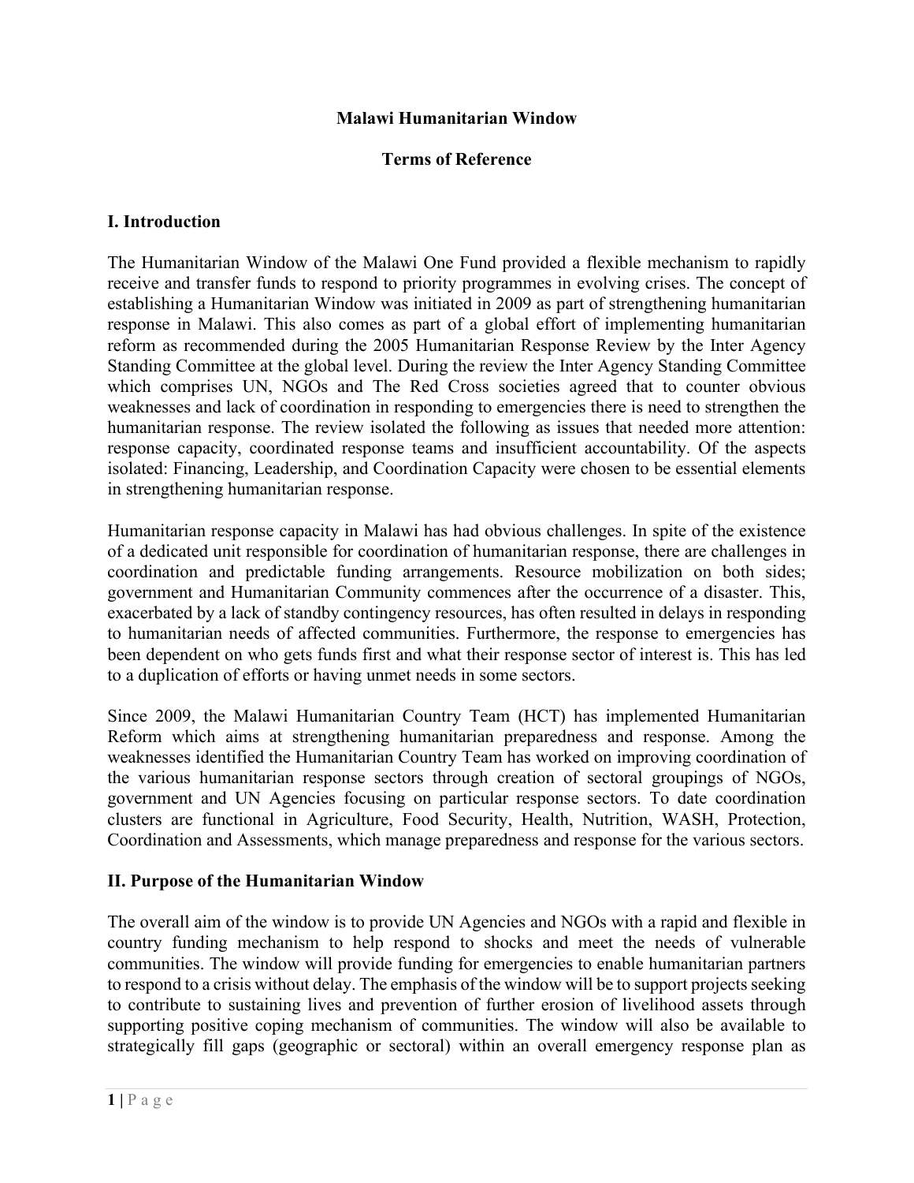**Malawi Humanitarian Window**

**Terms of Reference**

## I. Introduction

The Humanitarian Window of the Malawi One Fund provided a flexible mechanism to rapidly receive and transfer funds to respond to priority programmes in evolving crises. The concept of establishing a Humanitarian Window was initiated in 2009 as part of strengthening humanitarian response in Malawi. This also comes as part of a global effort of implementing humanitarian reform as recommended during the 2005 Humanitarian Response Review by the Inter Agency Standing Committee at the global level. During the review the Inter Agency Standing Committee which comprises UN, NGOs and The Red Cross societies agreed that to counter obvious weaknesses and lack of coordination in responding to emergencies there is need to strengthen the humanitarian response. The review isolated the following as issues that needed more attention: response capacity, coordinated response teams and insufficient accountability. Of the aspects isolated: Financing, Leadership, and Coordination Capacity were chosen to be essential elements in strengthening humanitarian response.

Humanitarian response capacity in Malawi has had obvious challenges. In spite of the existence of a dedicated unit responsible for coordination of humanitarian response, there are challenges in coordination and predictable funding arrangements. Resource mobilization on both sides; government and Humanitarian Community commences after the occurrence of a disaster. This, exacerbated by a lack of standby contingency resources, has often resulted in delays in responding to humanitarian needs of affected communities. Furthermore, the response to emergencies has been dependent on who gets funds first and what their response sector of interest is. This has led to a duplication of efforts or having unmet needs in some sectors.

Since 2009, the Malawi Humanitarian Country Team (HCT) has implemented Humanitarian Reform which aims at strengthening humanitarian preparedness and response. Among the weaknesses identified the Humanitarian Country Team has worked on improving coordination of the various humanitarian response sectors through creation of sectoral groupings of NGOs, government and UN Agencies focusing on particular response sectors. To date coordination clusters are functional in Agriculture, Food Security, Health, Nutrition, WASH, Protection, Coordination and Assessments, which manage preparedness and response for the various sectors.

## II. Purpose of the Humanitarian Window

The overall aim of the window is to provide UN Agencies and NGOs with a rapid and flexible in country funding mechanism to help respond to shocks and meet the needs of vulnerable communities. The window will provide funding for emergencies to enable humanitarian partners to respond to a crisis without delay. The emphasis of the window will be to support projects seeking to contribute to sustaining lives and prevention of further erosion of livelihood assets through supporting positive coping mechanism of communities. The window will also be available to strategically fill gaps (geographic or sectoral) within an overall emergency response plan as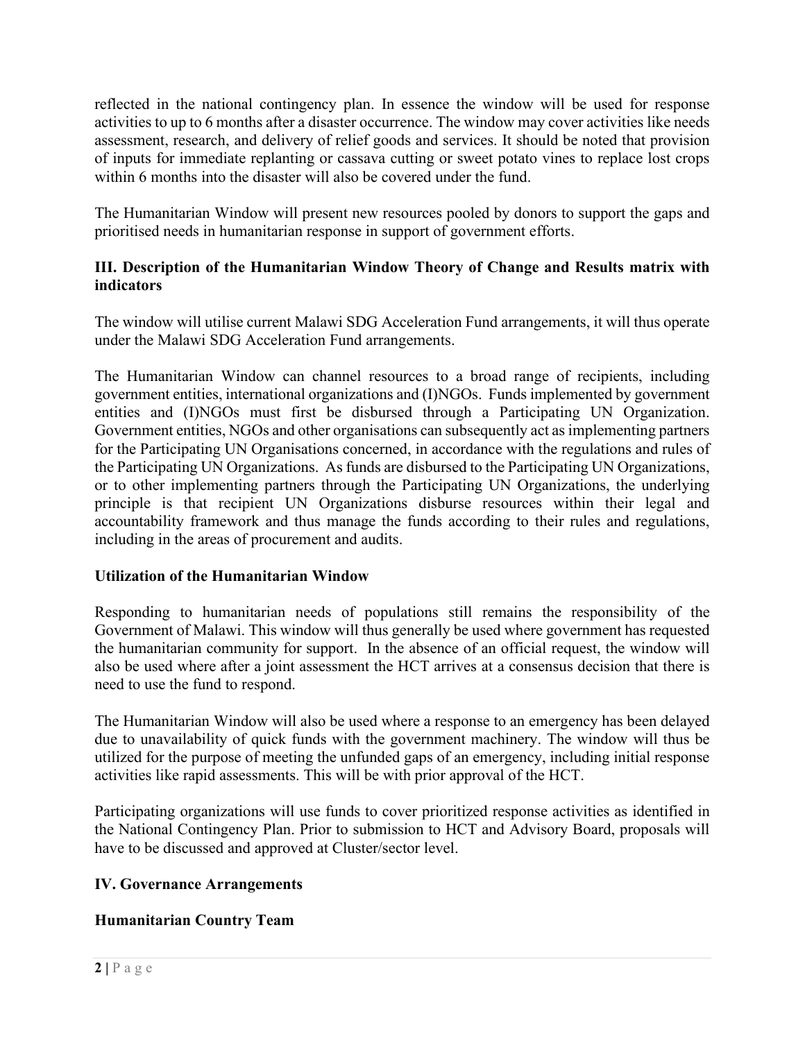reflected in the national contingency plan. In essence the window will be used for response activities to up to 6 months after a disaster occurrence. The window may cover activities like needs assessment, research, and delivery of relief goods and services. It should be noted that provision of inputs for immediate replanting or cassava cutting or sweet potato vines to replace lost crops within 6 months into the disaster will also be covered under the fund.

The Humanitarian Window will present new resources pooled by donors to support the gaps and prioritised needs in humanitarian response in support of government efforts.

### III. Description of the Humanitarian Window Theory of Change and Results matrix with indicators

The window will utilise current Malawi SDG Acceleration Fund arrangements, it will thus operate under the Malawi SDG Acceleration Fund arrangements.

The Humanitarian Window can channel resources to a broad range of recipients, including government entities, international organizations and (I)NGOs. Funds implemented by government entities and (I)NGOs must first be disbursed through a Participating UN Organization. Government entities, NGOs and other organisations can subsequently act as implementing partners for the Participating UN Organisations concerned, in accordance with the regulations and rules of the Participating UN Organizations. As funds are disbursed to the Participating UN Organizations, or to other implementing partners through the Participating UN Organizations, the underlying principle is that recipient UN Organizations disburse resources within their legal and accountability framework and thus manage the funds according to their rules and regulations, including in the areas of procurement and audits.

### Utilization of the Humanitarian Window

Responding to humanitarian needs of populations still remains the responsibility of the Government of Malawi. This window will thus generally be used where government has requested the humanitarian community for support. In the absence of an official request, the window will also be used where after a joint assessment the HCT arrives at a consensus decision that there is need to use the fund to respond.

The Humanitarian Window will also be used where a response to an emergency has been delayed due to unavailability of quick funds with the government machinery. The window will thus be utilized for the purpose of meeting the unfunded gaps of an emergency, including initial response activities like rapid assessments. This will be with prior approval of the HCT.

Participating organizations will use funds to cover prioritized response activities as identified in the National Contingency Plan. Prior to submission to HCT and Advisory Board, proposals will have to be discussed and approved at Cluster/sector level.

### IV. Governance Arrangements

### Humanitarian Country Team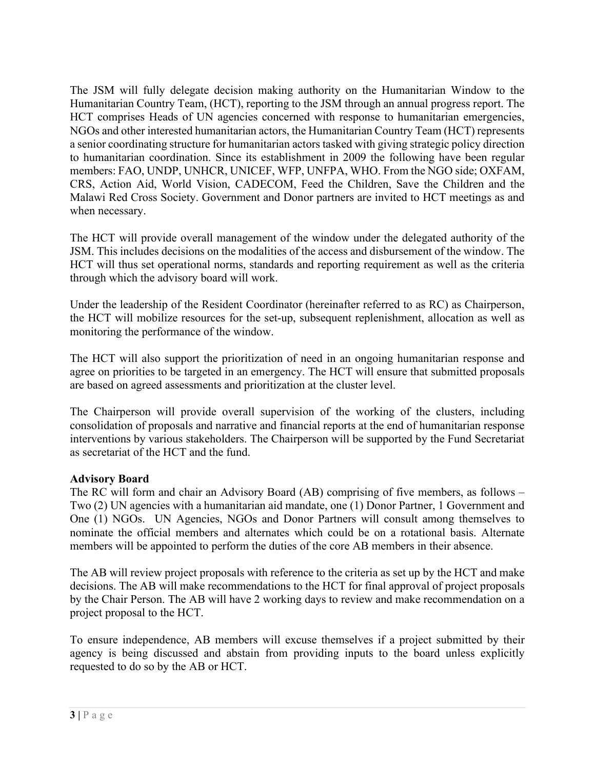The JSM will fully delegate decision making authority on the Humanitarian Window to the Humanitarian Country Team, (HCT), reporting to the JSM through an annual progress report. The HCT comprises Heads of UN agencies concerned with response to humanitarian emergencies, NGOs and other interested humanitarian actors, the Humanitarian Country Team (HCT) represents a senior coordinating structure for humanitarian actors tasked with giving strategic policy direction to humanitarian coordination. Since its establishment in 2009 the following have been regular members: FAO, UNDP, UNHCR, UNICEF, WFP, UNFPA, WHO. From the NGO side; OXFAM, CRS, Action Aid, World Vision, CADECOM, Feed the Children, Save the Children and the Malawi Red Cross Society. Government and Donor partners are invited to HCT meetings as and when necessary.

The HCT will provide overall management of the window under the delegated authority of the JSM. This includes decisions on the modalities of the access and disbursement of the window. The HCT will thus set operational norms, standards and reporting requirement as well as the criteria through which the advisory board will work.

Under the leadership of the Resident Coordinator (hereinafter referred to as RC) as Chairperson, the HCT will mobilize resources for the set-up, subsequent replenishment, allocation as well as monitoring the performance of the window.

The HCT will also support the prioritization of need in an ongoing humanitarian response and agree on priorities to be targeted in an emergency. The HCT will ensure that submitted proposals are based on agreed assessments and prioritization at the cluster level.

The Chairperson will provide overall supervision of the working of the clusters, including consolidation of proposals and narrative and financial reports at the end of humanitarian response interventions by various stakeholders. The Chairperson will be supported by the Fund Secretariat as secretariat of the HCT and the fund.

**Advisory Board**

The RC will form and chair an Advisory Board (AB) comprising of five members, as follows – Two (2) UN agencies with a humanitarian aid mandate, one (1) Donor Partner, 1 Government and One (1) NGOs. UN Agencies, NGOs and Donor Partners will consult among themselves to nominate the official members and alternates which could be on a rotational basis. Alternate members will be appointed to perform the duties of the core AB members in their absence.

The AB will review project proposals with reference to the criteria as set up by the HCT and make decisions. The AB will make recommendations to the HCT for final approval of project proposals by the Chair Person. The AB will have 2 working days to review and make recommendation on a project proposal to the HCT.

To ensure independence, AB members will excuse themselves if a project submitted by their agency is being discussed and abstain from providing inputs to the board unless explicitly requested to do so by the AB or HCT.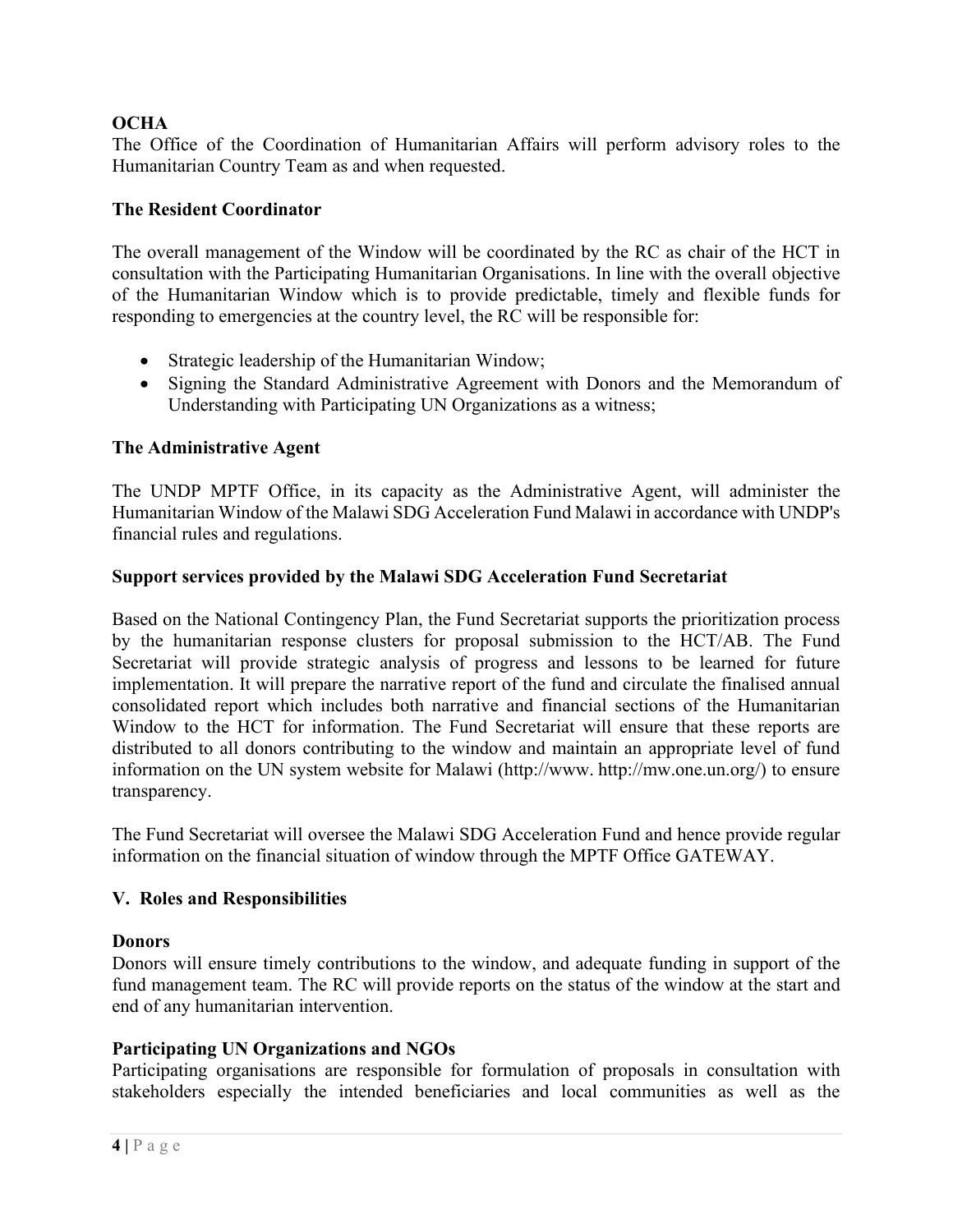**OCHA**
The Office of the Coordination of Humanitarian Affairs will perform advisory roles to the Humanitarian Country Team as and when requested.

**The Resident Coordinator**

The overall management of the Window will be coordinated by the RC as chair of the HCT in consultation with the Participating Humanitarian Organisations. In line with the overall objective of the Humanitarian Window which is to provide predictable, timely and flexible funds for responding to emergencies at the country level, the RC will be responsible for:

- Strategic leadership of the Humanitarian Window;
- Signing the Standard Administrative Agreement with Donors and the Memorandum of Understanding with Participating UN Organizations as a witness;

**The Administrative Agent**

The UNDP MPTF Office, in its capacity as the Administrative Agent, will administer the Humanitarian Window of the Malawi SDG Acceleration Fund Malawi in accordance with UNDP's financial rules and regulations.

**Support services provided by the Malawi SDG Acceleration Fund Secretariat**

Based on the National Contingency Plan, the Fund Secretariat supports the prioritization process by the humanitarian response clusters for proposal submission to the HCT/AB. The Fund Secretariat will provide strategic analysis of progress and lessons to be learned for future implementation. It will prepare the narrative report of the fund and circulate the finalised annual consolidated report which includes both narrative and financial sections of the Humanitarian Window to the HCT for information. The Fund Secretariat will ensure that these reports are distributed to all donors contributing to the window and maintain an appropriate level of fund information on the UN system website for Malawi (http://www. http://mw.one.un.org/) to ensure transparency.

The Fund Secretariat will oversee the Malawi SDG Acceleration Fund and hence provide regular information on the financial situation of window through the MPTF Office GATEWAY.

## V. Roles and Responsibilities

**Donors**
Donors will ensure timely contributions to the window, and adequate funding in support of the fund management team. The RC will provide reports on the status of the window at the start and end of any humanitarian intervention.

**Participating UN Organizations and NGOs**
Participating organisations are responsible for formulation of proposals in consultation with stakeholders especially the intended beneficiaries and local communities as well as the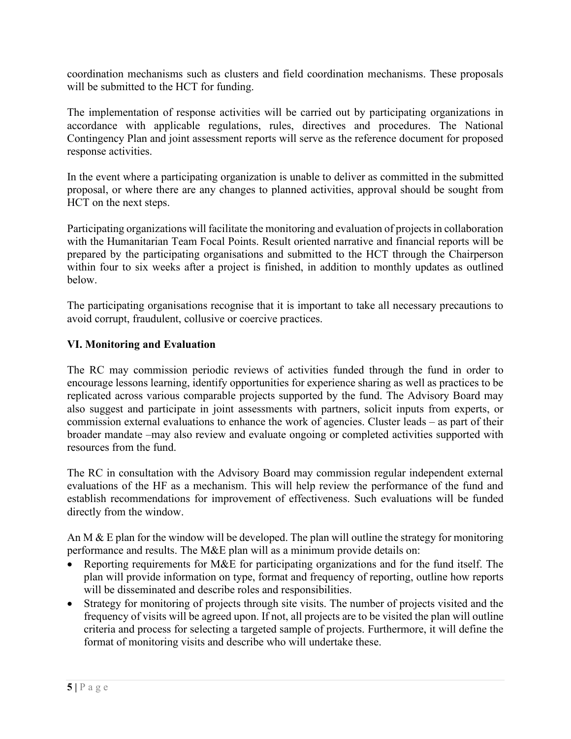coordination mechanisms such as clusters and field coordination mechanisms. These proposals will be submitted to the HCT for funding.

The implementation of response activities will be carried out by participating organizations in accordance with applicable regulations, rules, directives and procedures. The National Contingency Plan and joint assessment reports will serve as the reference document for proposed response activities.

In the event where a participating organization is unable to deliver as committed in the submitted proposal, or where there are any changes to planned activities, approval should be sought from HCT on the next steps.

Participating organizations will facilitate the monitoring and evaluation of projects in collaboration with the Humanitarian Team Focal Points. Result oriented narrative and financial reports will be prepared by the participating organisations and submitted to the HCT through the Chairperson within four to six weeks after a project is finished, in addition to monthly updates as outlined below.

The participating organisations recognise that it is important to take all necessary precautions to avoid corrupt, fraudulent, collusive or coercive practices.

## VI. Monitoring and Evaluation

The RC may commission periodic reviews of activities funded through the fund in order to encourage lessons learning, identify opportunities for experience sharing as well as practices to be replicated across various comparable projects supported by the fund. The Advisory Board may also suggest and participate in joint assessments with partners, solicit inputs from experts, or commission external evaluations to enhance the work of agencies. Cluster leads – as part of their broader mandate –may also review and evaluate ongoing or completed activities supported with resources from the fund.

The RC in consultation with the Advisory Board may commission regular independent external evaluations of the HF as a mechanism. This will help review the performance of the fund and establish recommendations for improvement of effectiveness. Such evaluations will be funded directly from the window.

An M & E plan for the window will be developed. The plan will outline the strategy for monitoring performance and results. The M&E plan will as a minimum provide details on:

- Reporting requirements for M&E for participating organizations and for the fund itself. The plan will provide information on type, format and frequency of reporting, outline how reports will be disseminated and describe roles and responsibilities.
- Strategy for monitoring of projects through site visits. The number of projects visited and the frequency of visits will be agreed upon. If not, all projects are to be visited the plan will outline criteria and process for selecting a targeted sample of projects. Furthermore, it will define the format of monitoring visits and describe who will undertake these.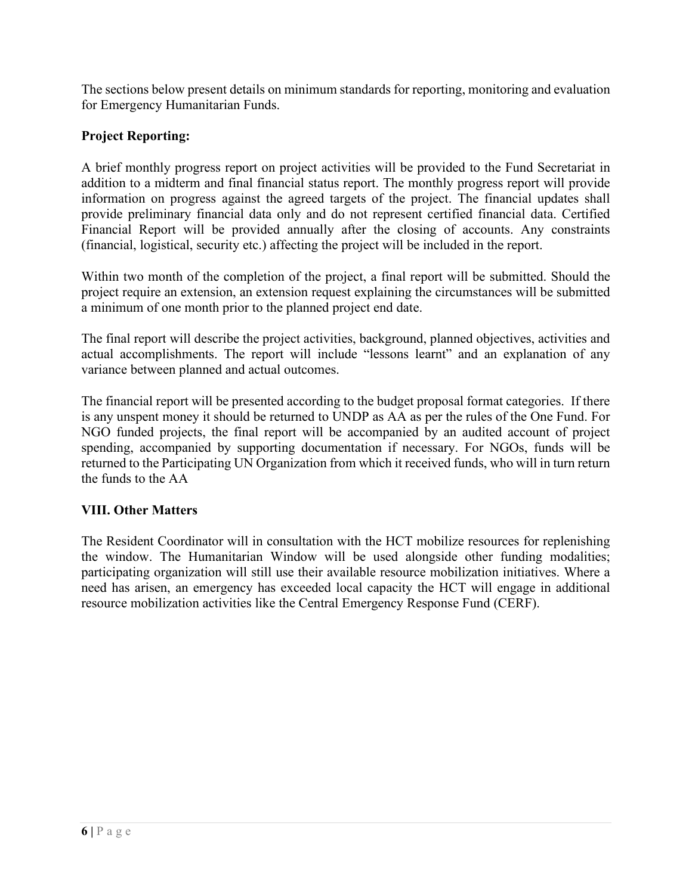The sections below present details on minimum standards for reporting, monitoring and evaluation for Emergency Humanitarian Funds.

**Project Reporting:**

A brief monthly progress report on project activities will be provided to the Fund Secretariat in addition to a midterm and final financial status report. The monthly progress report will provide information on progress against the agreed targets of the project. The financial updates shall provide preliminary financial data only and do not represent certified financial data. Certified Financial Report will be provided annually after the closing of accounts. Any constraints (financial, logistical, security etc.) affecting the project will be included in the report.

Within two month of the completion of the project, a final report will be submitted. Should the project require an extension, an extension request explaining the circumstances will be submitted a minimum of one month prior to the planned project end date.

The final report will describe the project activities, background, planned objectives, activities and actual accomplishments. The report will include "lessons learnt" and an explanation of any variance between planned and actual outcomes.

The financial report will be presented according to the budget proposal format categories. If there is any unspent money it should be returned to UNDP as AA as per the rules of the One Fund. For NGO funded projects, the final report will be accompanied by an audited account of project spending, accompanied by supporting documentation if necessary. For NGOs, funds will be returned to the Participating UN Organization from which it received funds, who will in turn return the funds to the AA

## VIII. Other Matters

The Resident Coordinator will in consultation with the HCT mobilize resources for replenishing the window. The Humanitarian Window will be used alongside other funding modalities; participating organization will still use their available resource mobilization initiatives. Where a need has arisen, an emergency has exceeded local capacity the HCT will engage in additional resource mobilization activities like the Central Emergency Response Fund (CERF).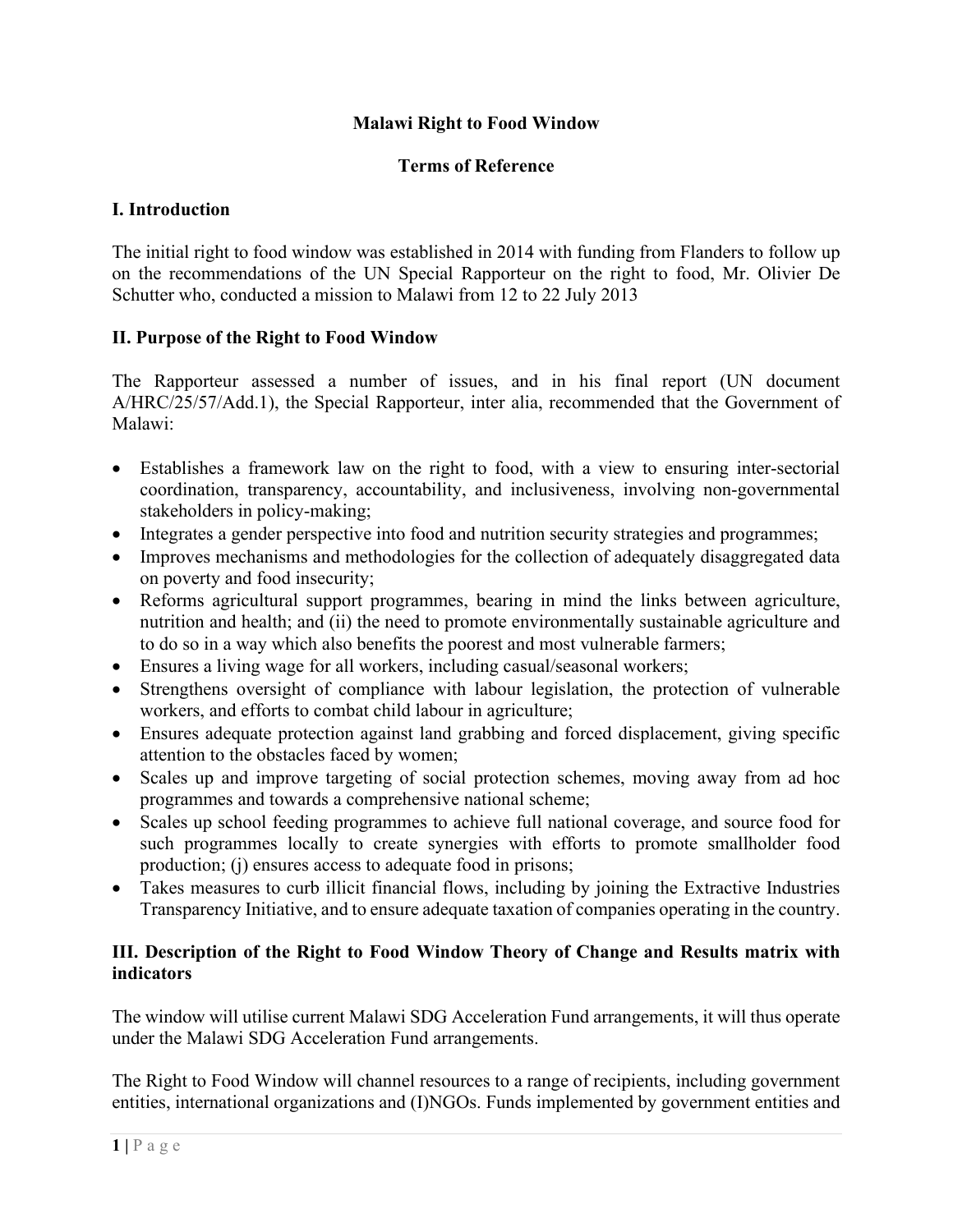**Malawi Right to Food Window**

**Terms of Reference**

## I. Introduction

The initial right to food window was established in 2014 with funding from Flanders to follow up on the recommendations of the UN Special Rapporteur on the right to food, Mr. Olivier De Schutter who, conducted a mission to Malawi from 12 to 22 July 2013

## II. Purpose of the Right to Food Window

The Rapporteur assessed a number of issues, and in his final report (UN document A/HRC/25/57/Add.1), the Special Rapporteur, inter alia, recommended that the Government of Malawi:

- Establishes a framework law on the right to food, with a view to ensuring inter-sectorial coordination, transparency, accountability, and inclusiveness, involving non-governmental stakeholders in policy-making;
- Integrates a gender perspective into food and nutrition security strategies and programmes;
- Improves mechanisms and methodologies for the collection of adequately disaggregated data on poverty and food insecurity;
- Reforms agricultural support programmes, bearing in mind the links between agriculture, nutrition and health; and (ii) the need to promote environmentally sustainable agriculture and to do so in a way which also benefits the poorest and most vulnerable farmers;
- Ensures a living wage for all workers, including casual/seasonal workers;
- Strengthens oversight of compliance with labour legislation, the protection of vulnerable workers, and efforts to combat child labour in agriculture;
- Ensures adequate protection against land grabbing and forced displacement, giving specific attention to the obstacles faced by women;
- Scales up and improve targeting of social protection schemes, moving away from ad hoc programmes and towards a comprehensive national scheme;
- Scales up school feeding programmes to achieve full national coverage, and source food for such programmes locally to create synergies with efforts to promote smallholder food production; (j) ensures access to adequate food in prisons;
- Takes measures to curb illicit financial flows, including by joining the Extractive Industries Transparency Initiative, and to ensure adequate taxation of companies operating in the country.

## III. Description of the Right to Food Window Theory of Change and Results matrix with indicators

The window will utilise current Malawi SDG Acceleration Fund arrangements, it will thus operate under the Malawi SDG Acceleration Fund arrangements.

The Right to Food Window will channel resources to a range of recipients, including government entities, international organizations and (I)NGOs. Funds implemented by government entities and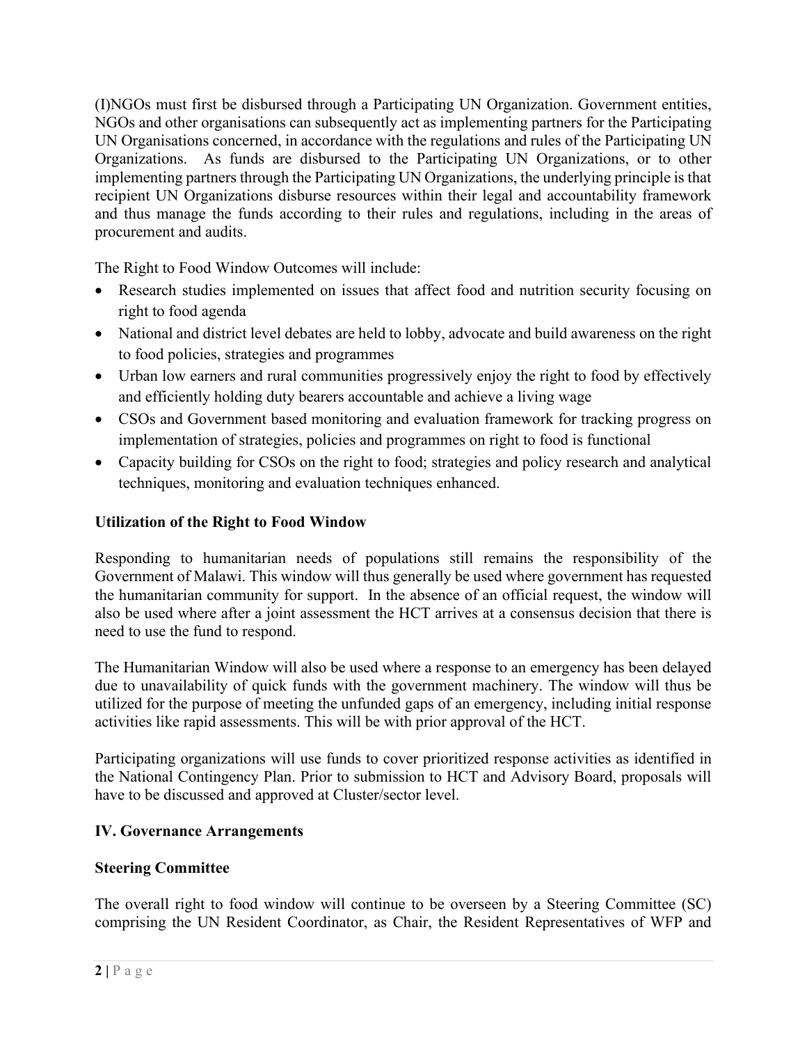(I)NGOs must first be disbursed through a Participating UN Organization. Government entities, NGOs and other organisations can subsequently act as implementing partners for the Participating UN Organisations concerned, in accordance with the regulations and rules of the Participating UN Organizations. As funds are disbursed to the Participating UN Organizations, or to other implementing partners through the Participating UN Organizations, the underlying principle is that recipient UN Organizations disburse resources within their legal and accountability framework and thus manage the funds according to their rules and regulations, including in the areas of procurement and audits.

The Right to Food Window Outcomes will include:

- Research studies implemented on issues that affect food and nutrition security focusing on right to food agenda
- National and district level debates are held to lobby, advocate and build awareness on the right to food policies, strategies and programmes
- Urban low earners and rural communities progressively enjoy the right to food by effectively and efficiently holding duty bearers accountable and achieve a living wage
- CSOs and Government based monitoring and evaluation framework for tracking progress on implementation of strategies, policies and programmes on right to food is functional
- Capacity building for CSOs on the right to food; strategies and policy research and analytical techniques, monitoring and evaluation techniques enhanced.

**Utilization of the Right to Food Window**

Responding to humanitarian needs of populations still remains the responsibility of the Government of Malawi. This window will thus generally be used where government has requested the humanitarian community for support. In the absence of an official request, the window will also be used where after a joint assessment the HCT arrives at a consensus decision that there is need to use the fund to respond.

The Humanitarian Window will also be used where a response to an emergency has been delayed due to unavailability of quick funds with the government machinery. The window will thus be utilized for the purpose of meeting the unfunded gaps of an emergency, including initial response activities like rapid assessments. This will be with prior approval of the HCT.

Participating organizations will use funds to cover prioritized response activities as identified in the National Contingency Plan. Prior to submission to HCT and Advisory Board, proposals will have to be discussed and approved at Cluster/sector level.

## IV. Governance Arrangements

**Steering Committee**

The overall right to food window will continue to be overseen by a Steering Committee (SC) comprising the UN Resident Coordinator, as Chair, the Resident Representatives of WFP and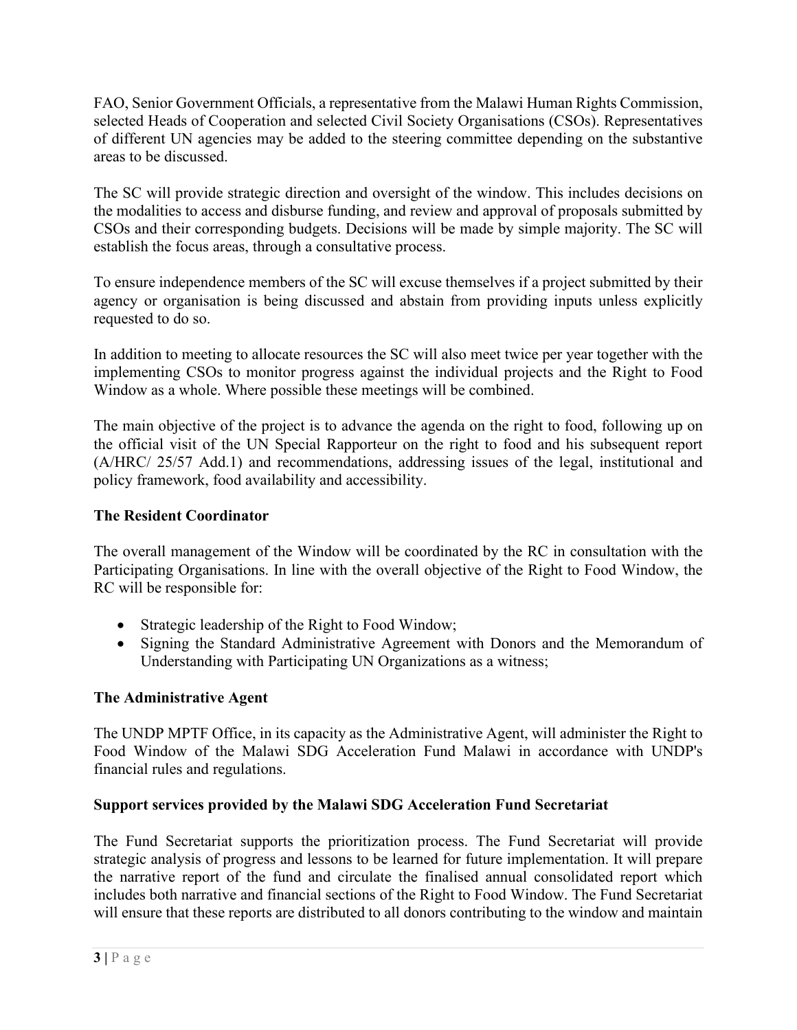FAO, Senior Government Officials, a representative from the Malawi Human Rights Commission, selected Heads of Cooperation and selected Civil Society Organisations (CSOs). Representatives of different UN agencies may be added to the steering committee depending on the substantive areas to be discussed.

The SC will provide strategic direction and oversight of the window. This includes decisions on the modalities to access and disburse funding, and review and approval of proposals submitted by CSOs and their corresponding budgets. Decisions will be made by simple majority. The SC will establish the focus areas, through a consultative process.

To ensure independence members of the SC will excuse themselves if a project submitted by their agency or organisation is being discussed and abstain from providing inputs unless explicitly requested to do so.

In addition to meeting to allocate resources the SC will also meet twice per year together with the implementing CSOs to monitor progress against the individual projects and the Right to Food Window as a whole. Where possible these meetings will be combined.

The main objective of the project is to advance the agenda on the right to food, following up on the official visit of the UN Special Rapporteur on the right to food and his subsequent report (A/HRC/ 25/57 Add.1) and recommendations, addressing issues of the legal, institutional and policy framework, food availability and accessibility.

**The Resident Coordinator**

The overall management of the Window will be coordinated by the RC in consultation with the Participating Organisations. In line with the overall objective of the Right to Food Window, the RC will be responsible for:

- Strategic leadership of the Right to Food Window;
- Signing the Standard Administrative Agreement with Donors and the Memorandum of Understanding with Participating UN Organizations as a witness;

**The Administrative Agent**

The UNDP MPTF Office, in its capacity as the Administrative Agent, will administer the Right to Food Window of the Malawi SDG Acceleration Fund Malawi in accordance with UNDP's financial rules and regulations.

**Support services provided by the Malawi SDG Acceleration Fund Secretariat**

The Fund Secretariat supports the prioritization process. The Fund Secretariat will provide strategic analysis of progress and lessons to be learned for future implementation. It will prepare the narrative report of the fund and circulate the finalised annual consolidated report which includes both narrative and financial sections of the Right to Food Window. The Fund Secretariat will ensure that these reports are distributed to all donors contributing to the window and maintain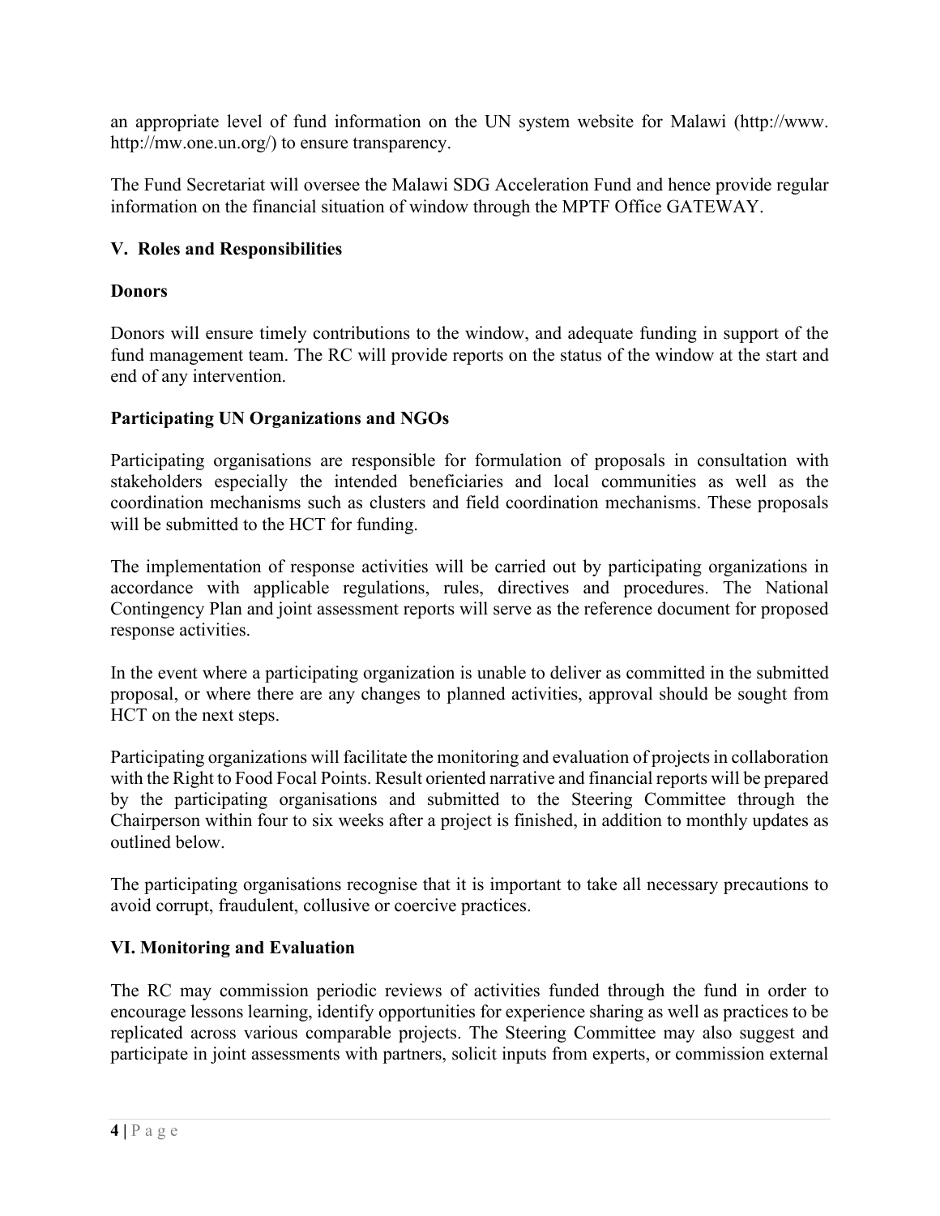an appropriate level of fund information on the UN system website for Malawi (http://www. http://mw.one.un.org/) to ensure transparency.

The Fund Secretariat will oversee the Malawi SDG Acceleration Fund and hence provide regular information on the financial situation of window through the MPTF Office GATEWAY.

## V. Roles and Responsibilities

### Donors

Donors will ensure timely contributions to the window, and adequate funding in support of the fund management team. The RC will provide reports on the status of the window at the start and end of any intervention.

### Participating UN Organizations and NGOs

Participating organisations are responsible for formulation of proposals in consultation with stakeholders especially the intended beneficiaries and local communities as well as the coordination mechanisms such as clusters and field coordination mechanisms. These proposals will be submitted to the HCT for funding.

The implementation of response activities will be carried out by participating organizations in accordance with applicable regulations, rules, directives and procedures. The National Contingency Plan and joint assessment reports will serve as the reference document for proposed response activities.

In the event where a participating organization is unable to deliver as committed in the submitted proposal, or where there are any changes to planned activities, approval should be sought from HCT on the next steps.

Participating organizations will facilitate the monitoring and evaluation of projects in collaboration with the Right to Food Focal Points. Result oriented narrative and financial reports will be prepared by the participating organisations and submitted to the Steering Committee through the Chairperson within four to six weeks after a project is finished, in addition to monthly updates as outlined below.

The participating organisations recognise that it is important to take all necessary precautions to avoid corrupt, fraudulent, collusive or coercive practices.

## VI. Monitoring and Evaluation

The RC may commission periodic reviews of activities funded through the fund in order to encourage lessons learning, identify opportunities for experience sharing as well as practices to be replicated across various comparable projects. The Steering Committee may also suggest and participate in joint assessments with partners, solicit inputs from experts, or commission external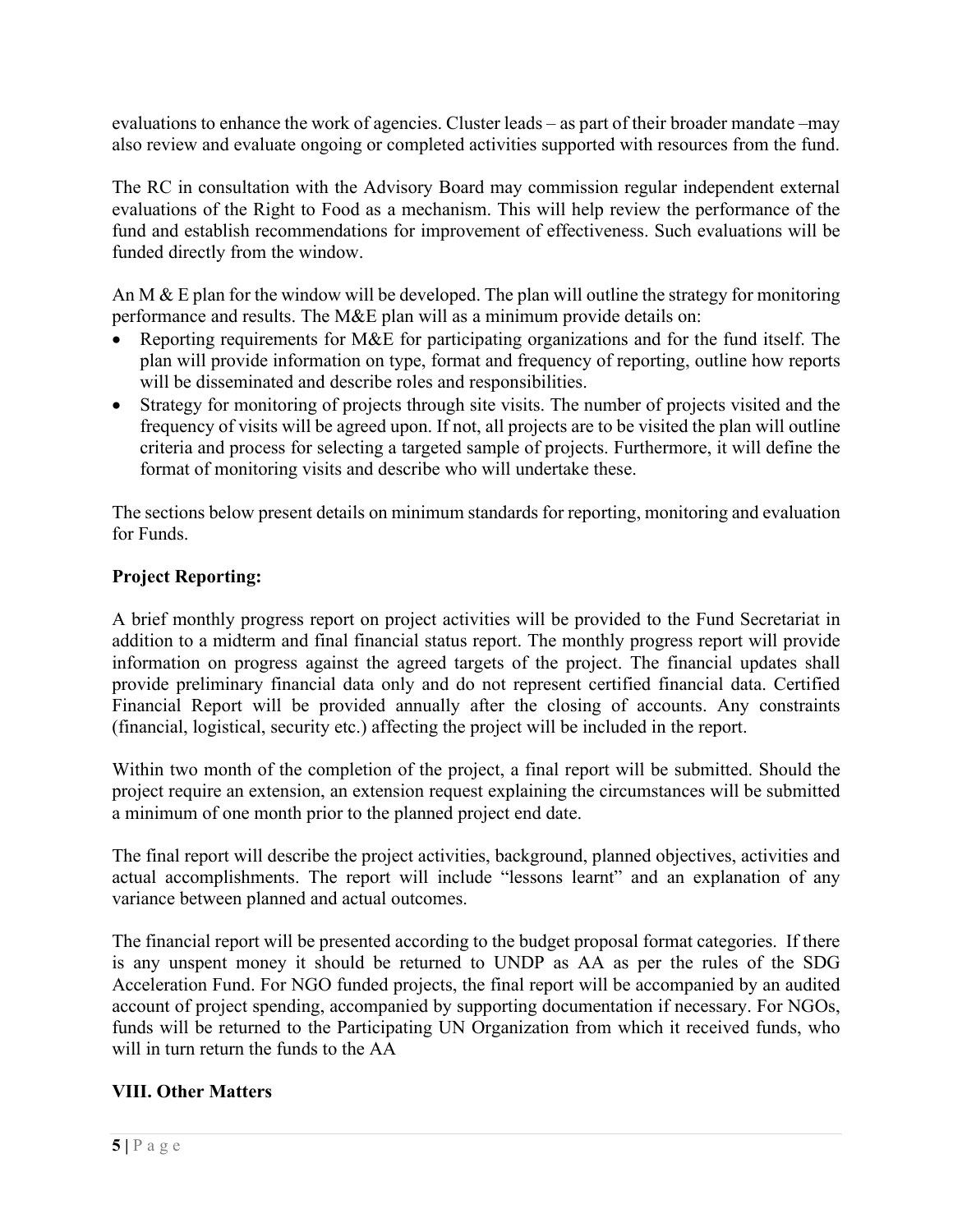evaluations to enhance the work of agencies. Cluster leads – as part of their broader mandate –may also review and evaluate ongoing or completed activities supported with resources from the fund.

The RC in consultation with the Advisory Board may commission regular independent external evaluations of the Right to Food as a mechanism. This will help review the performance of the fund and establish recommendations for improvement of effectiveness. Such evaluations will be funded directly from the window.

An M & E plan for the window will be developed. The plan will outline the strategy for monitoring performance and results. The M&E plan will as a minimum provide details on:

- Reporting requirements for M&E for participating organizations and for the fund itself. The plan will provide information on type, format and frequency of reporting, outline how reports will be disseminated and describe roles and responsibilities.
- Strategy for monitoring of projects through site visits. The number of projects visited and the frequency of visits will be agreed upon. If not, all projects are to be visited the plan will outline criteria and process for selecting a targeted sample of projects. Furthermore, it will define the format of monitoring visits and describe who will undertake these.

The sections below present details on minimum standards for reporting, monitoring and evaluation for Funds.

**Project Reporting:**

A brief monthly progress report on project activities will be provided to the Fund Secretariat in addition to a midterm and final financial status report. The monthly progress report will provide information on progress against the agreed targets of the project. The financial updates shall provide preliminary financial data only and do not represent certified financial data. Certified Financial Report will be provided annually after the closing of accounts. Any constraints (financial, logistical, security etc.) affecting the project will be included in the report.

Within two month of the completion of the project, a final report will be submitted. Should the project require an extension, an extension request explaining the circumstances will be submitted a minimum of one month prior to the planned project end date.

The final report will describe the project activities, background, planned objectives, activities and actual accomplishments. The report will include "lessons learnt" and an explanation of any variance between planned and actual outcomes.

The financial report will be presented according to the budget proposal format categories. If there is any unspent money it should be returned to UNDP as AA as per the rules of the SDG Acceleration Fund. For NGO funded projects, the final report will be accompanied by an audited account of project spending, accompanied by supporting documentation if necessary. For NGOs, funds will be returned to the Participating UN Organization from which it received funds, who will in turn return the funds to the AA

## VIII. Other Matters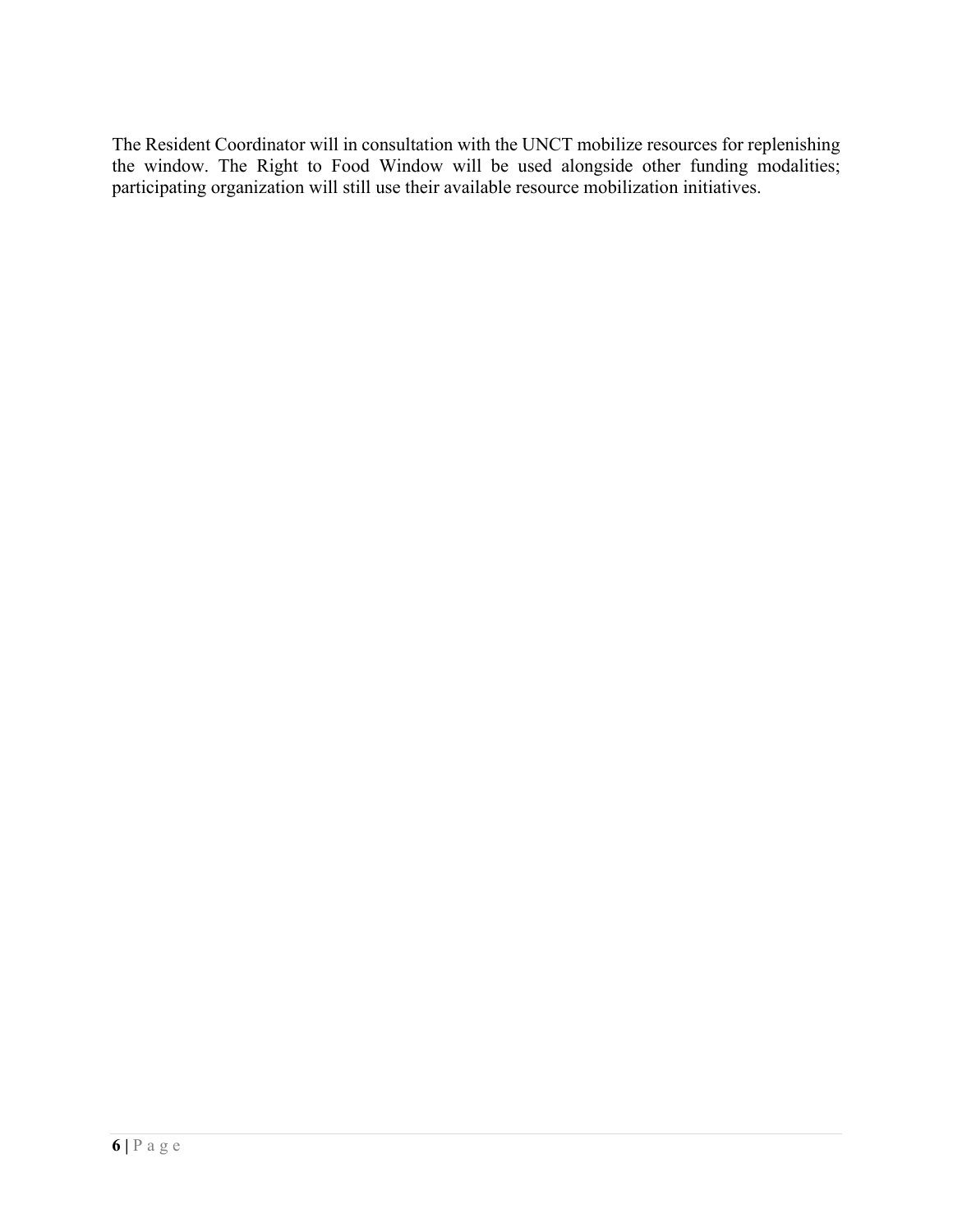The Resident Coordinator will in consultation with the UNCT mobilize resources for replenishing the window. The Right to Food Window will be used alongside other funding modalities; participating organization will still use their available resource mobilization initiatives.